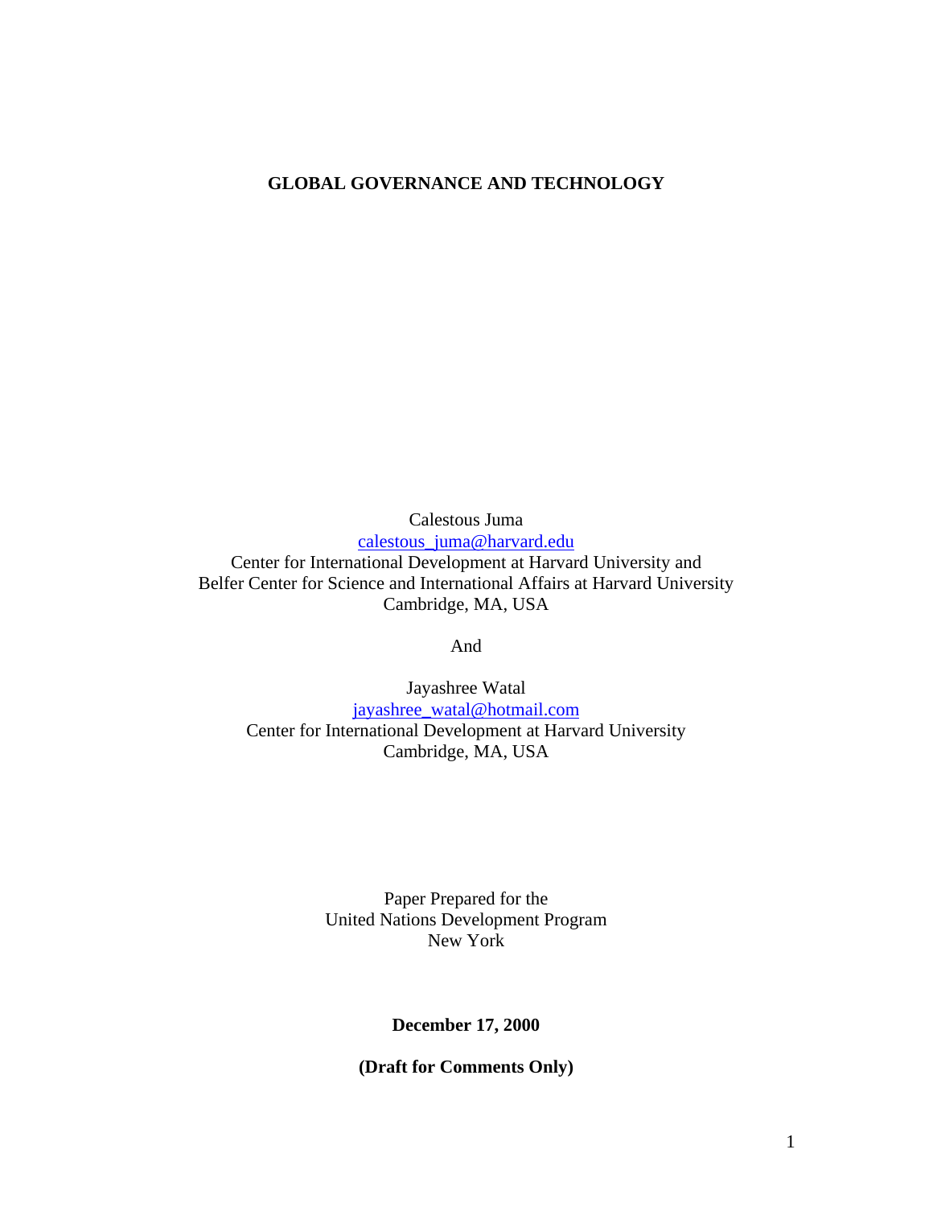# GLOBAL GOVERNANCE AND TECHNOLOGY

Calestous Juma
calestous_juma@harvard.edu
Center for International Development at Harvard University and
Belfer Center for Science and International Affairs at Harvard University
Cambridge, MA, USA

And

Jayashree Watal
jayashree_watal@hotmail.com
Center for International Development at Harvard University
Cambridge, MA, USA

Paper Prepared for the
United Nations Development Program
New York

**December 17, 2000**

**(Draft for Comments Only)**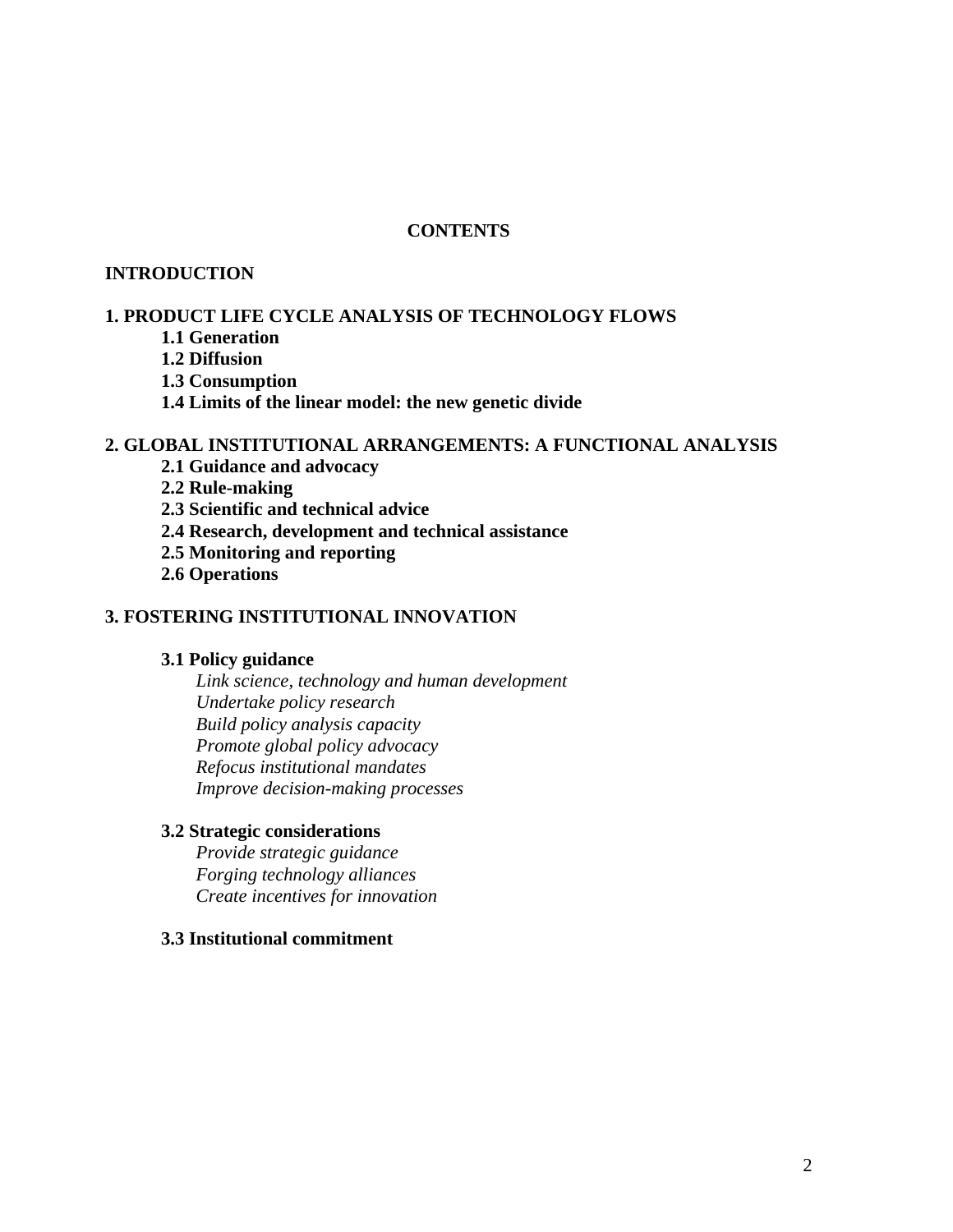**CONTENTS**

**INTRODUCTION**

**1. PRODUCT LIFE CYCLE ANALYSIS OF TECHNOLOGY FLOWS**

- **1.1 Generation**
- **1.2 Diffusion**
- **1.3 Consumption**
- **1.4 Limits of the linear model: the new genetic divide**

**2. GLOBAL INSTITUTIONAL ARRANGEMENTS: A FUNCTIONAL ANALYSIS**

- **2.1 Guidance and advocacy**
- **2.2 Rule-making**
- **2.3 Scientific and technical advice**
- **2.4 Research, development and technical assistance**
- **2.5 Monitoring and reporting**
- **2.6 Operations**

**3. FOSTERING INSTITUTIONAL INNOVATION**

**3.1 Policy guidance**

- *Link science, technology and human development*
- *Undertake policy research*
- *Build policy analysis capacity*
- *Promote global policy advocacy*
- *Refocus institutional mandates*
- *Improve decision-making processes*

**3.2 Strategic considerations**

- *Provide strategic guidance*
- *Forging technology alliances*
- *Create incentives for innovation*

**3.3 Institutional commitment**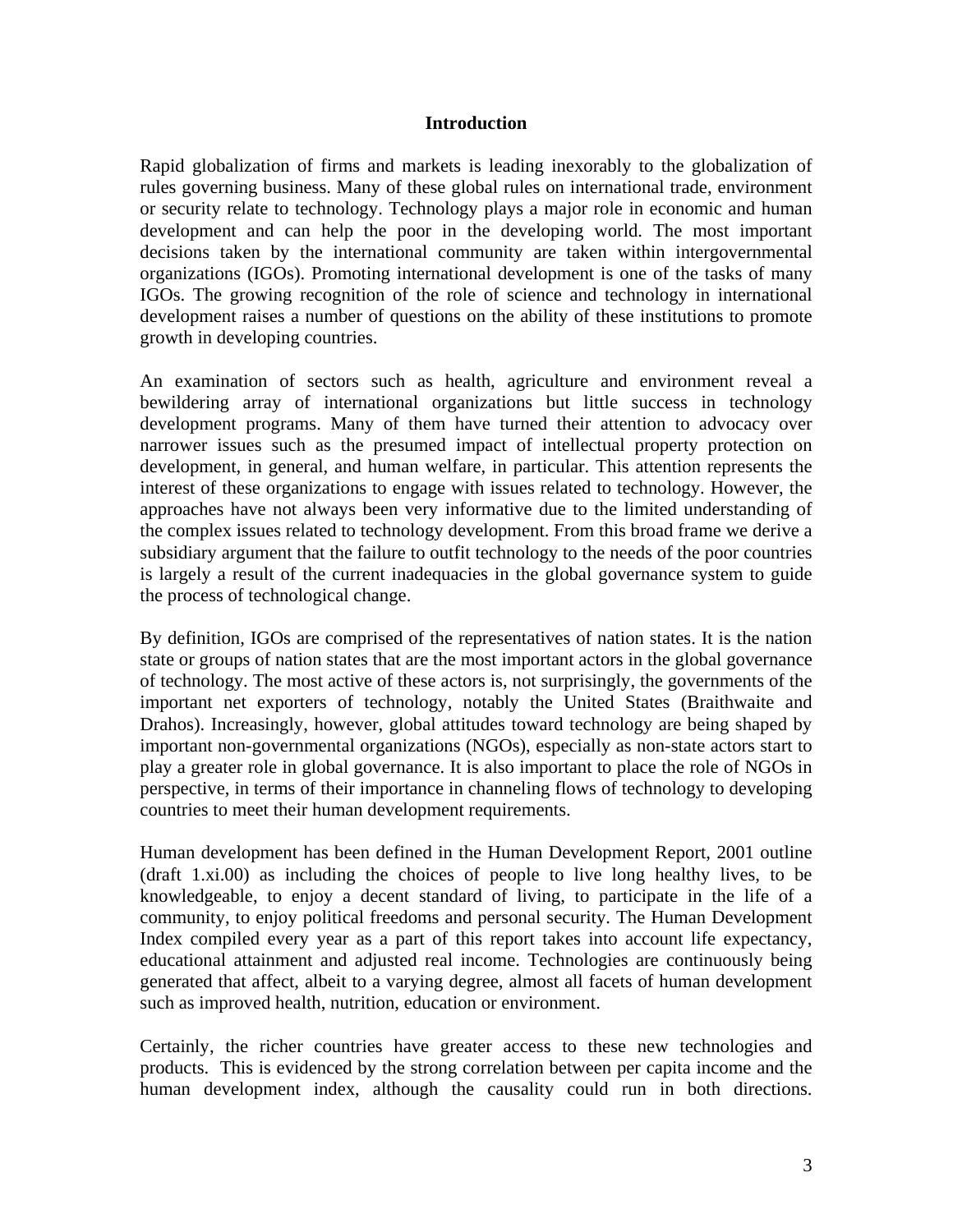## Introduction

Rapid globalization of firms and markets is leading inexorably to the globalization of rules governing business. Many of these global rules on international trade, environment or security relate to technology. Technology plays a major role in economic and human development and can help the poor in the developing world. The most important decisions taken by the international community are taken within intergovernmental organizations (IGOs). Promoting international development is one of the tasks of many IGOs. The growing recognition of the role of science and technology in international development raises a number of questions on the ability of these institutions to promote growth in developing countries.

An examination of sectors such as health, agriculture and environment reveal a bewildering array of international organizations but little success in technology development programs. Many of them have turned their attention to advocacy over narrower issues such as the presumed impact of intellectual property protection on development, in general, and human welfare, in particular. This attention represents the interest of these organizations to engage with issues related to technology. However, the approaches have not always been very informative due to the limited understanding of the complex issues related to technology development. From this broad frame we derive a subsidiary argument that the failure to outfit technology to the needs of the poor countries is largely a result of the current inadequacies in the global governance system to guide the process of technological change.

By definition, IGOs are comprised of the representatives of nation states. It is the nation state or groups of nation states that are the most important actors in the global governance of technology. The most active of these actors is, not surprisingly, the governments of the important net exporters of technology, notably the United States (Braithwaite and Drahos). Increasingly, however, global attitudes toward technology are being shaped by important non-governmental organizations (NGOs), especially as non-state actors start to play a greater role in global governance. It is also important to place the role of NGOs in perspective, in terms of their importance in channeling flows of technology to developing countries to meet their human development requirements.

Human development has been defined in the Human Development Report, 2001 outline (draft 1.xi.00) as including the choices of people to live long healthy lives, to be knowledgeable, to enjoy a decent standard of living, to participate in the life of a community, to enjoy political freedoms and personal security. The Human Development Index compiled every year as a part of this report takes into account life expectancy, educational attainment and adjusted real income. Technologies are continuously being generated that affect, albeit to a varying degree, almost all facets of human development such as improved health, nutrition, education or environment.

Certainly, the richer countries have greater access to these new technologies and products. This is evidenced by the strong correlation between per capita income and the human development index, although the causality could run in both directions.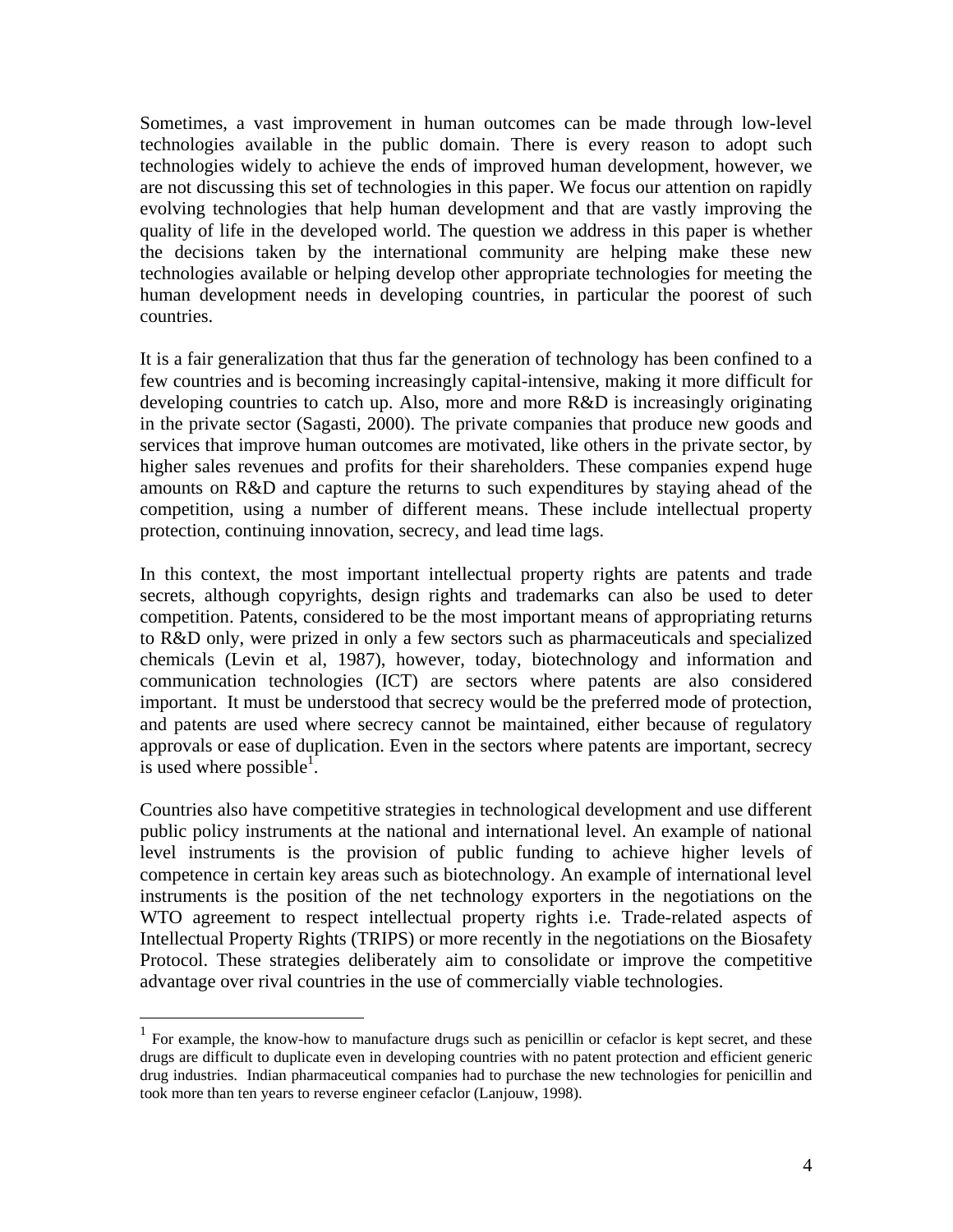Sometimes, a vast improvement in human outcomes can be made through low-level technologies available in the public domain. There is every reason to adopt such technologies widely to achieve the ends of improved human development, however, we are not discussing this set of technologies in this paper. We focus our attention on rapidly evolving technologies that help human development and that are vastly improving the quality of life in the developed world. The question we address in this paper is whether the decisions taken by the international community are helping make these new technologies available or helping develop other appropriate technologies for meeting the human development needs in developing countries, in particular the poorest of such countries.

It is a fair generalization that thus far the generation of technology has been confined to a few countries and is becoming increasingly capital-intensive, making it more difficult for developing countries to catch up. Also, more and more R&D is increasingly originating in the private sector (Sagasti, 2000). The private companies that produce new goods and services that improve human outcomes are motivated, like others in the private sector, by higher sales revenues and profits for their shareholders. These companies expend huge amounts on R&D and capture the returns to such expenditures by staying ahead of the competition, using a number of different means. These include intellectual property protection, continuing innovation, secrecy, and lead time lags.

In this context, the most important intellectual property rights are patents and trade secrets, although copyrights, design rights and trademarks can also be used to deter competition. Patents, considered to be the most important means of appropriating returns to R&D only, were prized in only a few sectors such as pharmaceuticals and specialized chemicals (Levin et al, 1987), however, today, biotechnology and information and communication technologies (ICT) are sectors where patents are also considered important. It must be understood that secrecy would be the preferred mode of protection, and patents are used where secrecy cannot be maintained, either because of regulatory approvals or ease of duplication. Even in the sectors where patents are important, secrecy is used where possible[1].

Countries also have competitive strategies in technological development and use different public policy instruments at the national and international level. An example of national level instruments is the provision of public funding to achieve higher levels of competence in certain key areas such as biotechnology. An example of international level instruments is the position of the net technology exporters in the negotiations on the WTO agreement to respect intellectual property rights i.e. Trade-related aspects of Intellectual Property Rights (TRIPS) or more recently in the negotiations on the Biosafety Protocol. These strategies deliberately aim to consolidate or improve the competitive advantage over rival countries in the use of commercially viable technologies.

---

[1] For example, the know-how to manufacture drugs such as penicillin or cefaclor is kept secret, and these drugs are difficult to duplicate even in developing countries with no patent protection and efficient generic drug industries. Indian pharmaceutical companies had to purchase the new technologies for penicillin and took more than ten years to reverse engineer cefaclor (Lanjouw, 1998).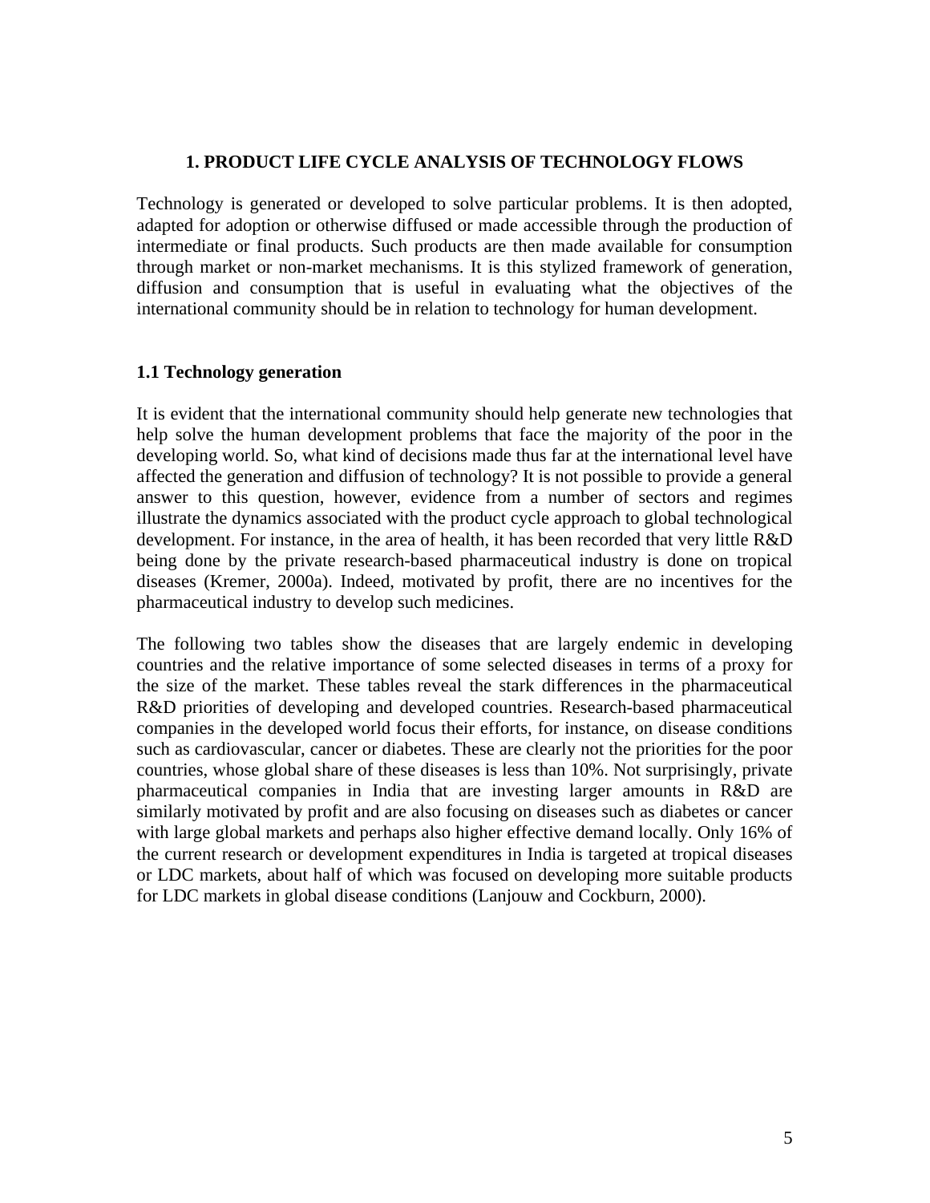## 1. PRODUCT LIFE CYCLE ANALYSIS OF TECHNOLOGY FLOWS

Technology is generated or developed to solve particular problems. It is then adopted, adapted for adoption or otherwise diffused or made accessible through the production of intermediate or final products. Such products are then made available for consumption through market or non-market mechanisms. It is this stylized framework of generation, diffusion and consumption that is useful in evaluating what the objectives of the international community should be in relation to technology for human development.

### 1.1 Technology generation

It is evident that the international community should help generate new technologies that help solve the human development problems that face the majority of the poor in the developing world. So, what kind of decisions made thus far at the international level have affected the generation and diffusion of technology? It is not possible to provide a general answer to this question, however, evidence from a number of sectors and regimes illustrate the dynamics associated with the product cycle approach to global technological development. For instance, in the area of health, it has been recorded that very little R&D being done by the private research-based pharmaceutical industry is done on tropical diseases (Kremer, 2000a). Indeed, motivated by profit, there are no incentives for the pharmaceutical industry to develop such medicines.

The following two tables show the diseases that are largely endemic in developing countries and the relative importance of some selected diseases in terms of a proxy for the size of the market. These tables reveal the stark differences in the pharmaceutical R&D priorities of developing and developed countries. Research-based pharmaceutical companies in the developed world focus their efforts, for instance, on disease conditions such as cardiovascular, cancer or diabetes. These are clearly not the priorities for the poor countries, whose global share of these diseases is less than 10%. Not surprisingly, private pharmaceutical companies in India that are investing larger amounts in R&D are similarly motivated by profit and are also focusing on diseases such as diabetes or cancer with large global markets and perhaps also higher effective demand locally. Only 16% of the current research or development expenditures in India is targeted at tropical diseases or LDC markets, about half of which was focused on developing more suitable products for LDC markets in global disease conditions (Lanjouw and Cockburn, 2000).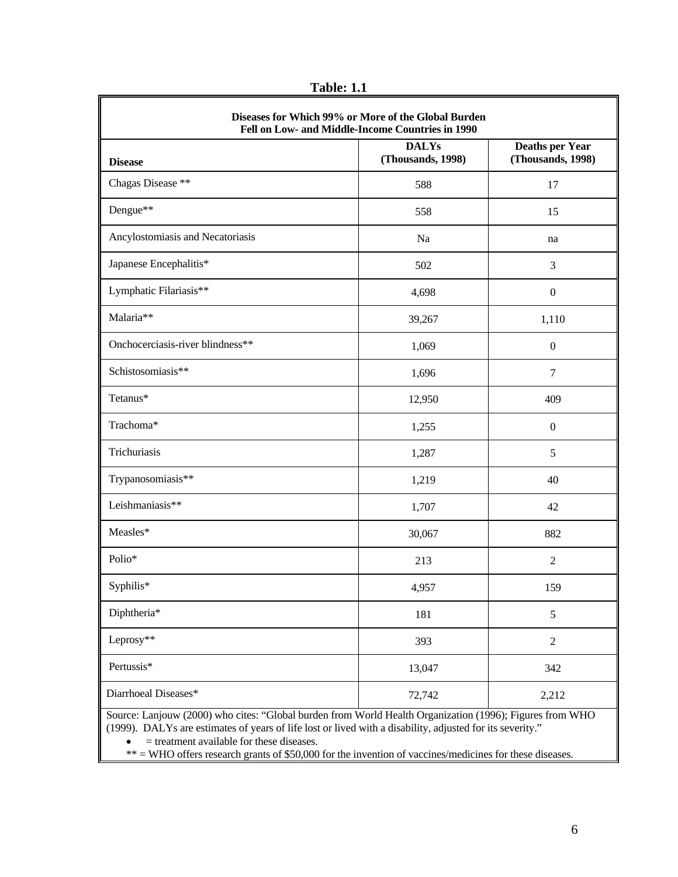**Table: 1.1**

| Diseases for Which 99% or More of the Global Burden Fell on Low- and Middle-Income Countries in 1990 | | |
|---|---|---|
| **Disease** | **DALYs (Thousands, 1998)** | **Deaths per Year (Thousands, 1998)** |
| Chagas Disease ** | 588 | 17 |
| Dengue** | 558 | 15 |
| Ancylostomiasis and Necatoriasis | Na | na |
| Japanese Encephalitis* | 502 | 3 |
| Lymphatic Filariasis** | 4,698 | 0 |
| Malaria** | 39,267 | 1,110 |
| Onchocerciasis-river blindness** | 1,069 | 0 |
| Schistosomiasis** | 1,696 | 7 |
| Tetanus* | 12,950 | 409 |
| Trachoma* | 1,255 | 0 |
| Trichuriasis | 1,287 | 5 |
| Trypanosomiasis** | 1,219 | 40 |
| Leishmaniasis** | 1,707 | 42 |
| Measles* | 30,067 | 882 |
| Polio* | 213 | 2 |
| Syphilis* | 4,957 | 159 |
| Diphtheria* | 181 | 5 |
| Leprosy** | 393 | 2 |
| Pertussis* | 13,047 | 342 |
| Diarrhoeal Diseases* | 72,742 | 2,212 |

Source: Lanjouw (2000) who cites: "Global burden from World Health Organization (1996); Figures from WHO (1999). DALYs are estimates of years of life lost or lived with a disability, adjusted for its severity."

- = treatment available for these diseases.

** = WHO offers research grants of $50,000 for the invention of vaccines/medicines for these diseases.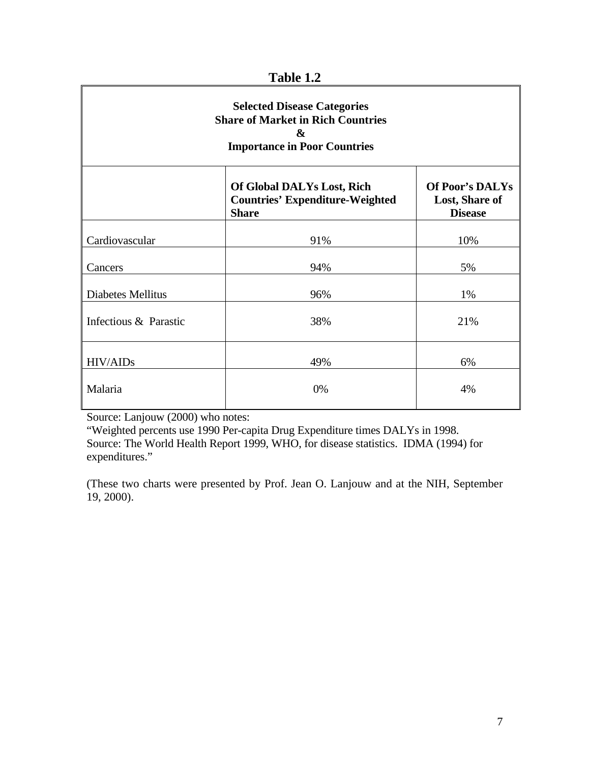**Table 1.2**

| Selected Disease Categories<br>Share of Market in Rich Countries<br>&<br>Importance in Poor Countries | | |
|---|---|---|
| | **Of Global DALYs Lost, Rich Countries' Expenditure-Weighted Share** | **Of Poor's DALYs Lost, Share of Disease** |
| Cardiovascular | 91% | 10% |
| Cancers | 94% | 5% |
| Diabetes Mellitus | 96% | 1% |
| Infectious & Parastic | 38% | 21% |
| HIV/AIDs | 49% | 6% |
| Malaria | 0% | 4% |

Source: Lanjouw (2000) who notes:
"Weighted percents use 1990 Per-capita Drug Expenditure times DALYs in 1998. Source: The World Health Report 1999, WHO, for disease statistics. IDMA (1994) for expenditures."

(These two charts were presented by Prof. Jean O. Lanjouw and at the NIH, September 19, 2000).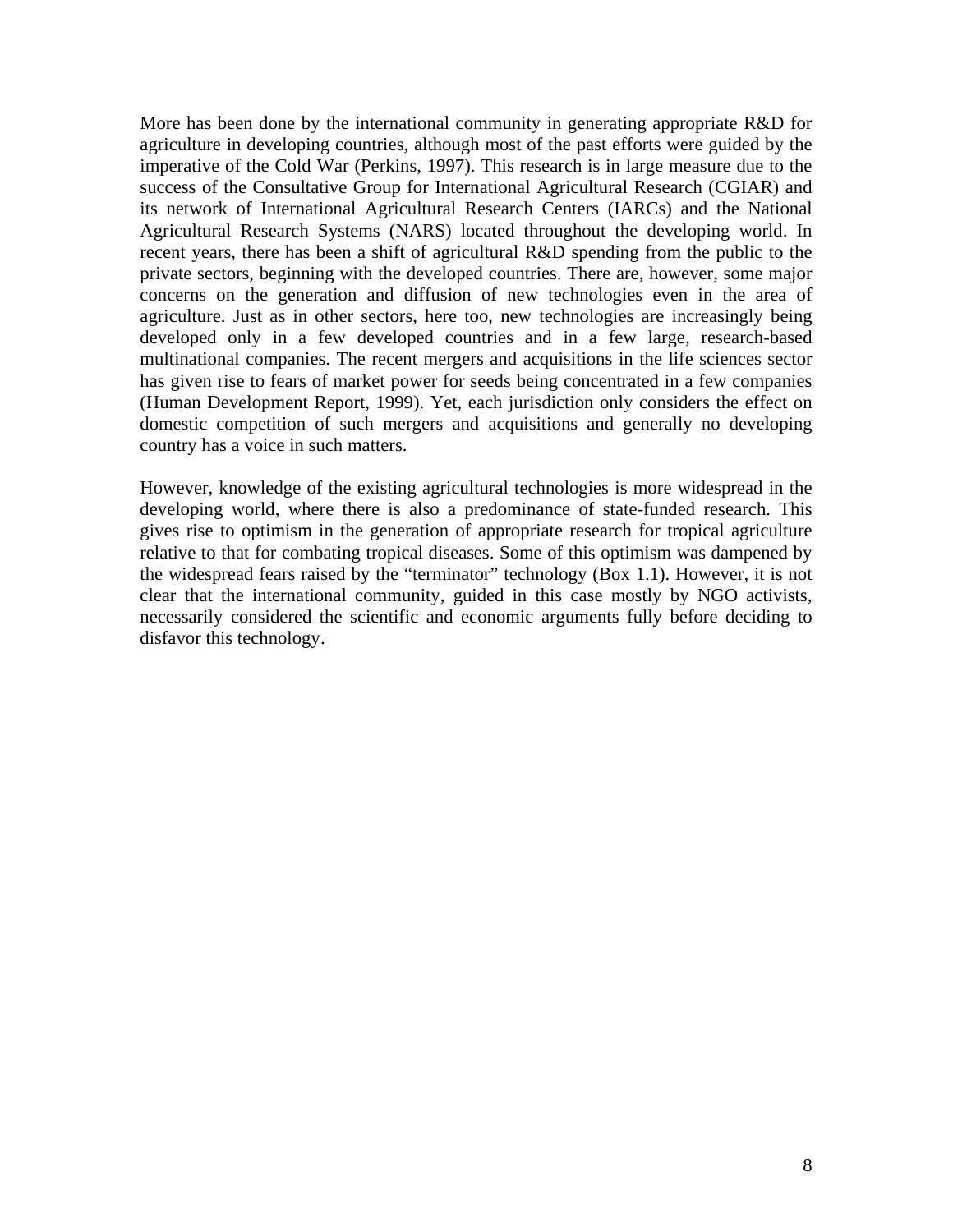More has been done by the international community in generating appropriate R&D for agriculture in developing countries, although most of the past efforts were guided by the imperative of the Cold War (Perkins, 1997). This research is in large measure due to the success of the Consultative Group for International Agricultural Research (CGIAR) and its network of International Agricultural Research Centers (IARCs) and the National Agricultural Research Systems (NARS) located throughout the developing world. In recent years, there has been a shift of agricultural R&D spending from the public to the private sectors, beginning with the developed countries. There are, however, some major concerns on the generation and diffusion of new technologies even in the area of agriculture. Just as in other sectors, here too, new technologies are increasingly being developed only in a few developed countries and in a few large, research-based multinational companies. The recent mergers and acquisitions in the life sciences sector has given rise to fears of market power for seeds being concentrated in a few companies (Human Development Report, 1999). Yet, each jurisdiction only considers the effect on domestic competition of such mergers and acquisitions and generally no developing country has a voice in such matters.

However, knowledge of the existing agricultural technologies is more widespread in the developing world, where there is also a predominance of state-funded research. This gives rise to optimism in the generation of appropriate research for tropical agriculture relative to that for combating tropical diseases. Some of this optimism was dampened by the widespread fears raised by the "terminator" technology (Box 1.1). However, it is not clear that the international community, guided in this case mostly by NGO activists, necessarily considered the scientific and economic arguments fully before deciding to disfavor this technology.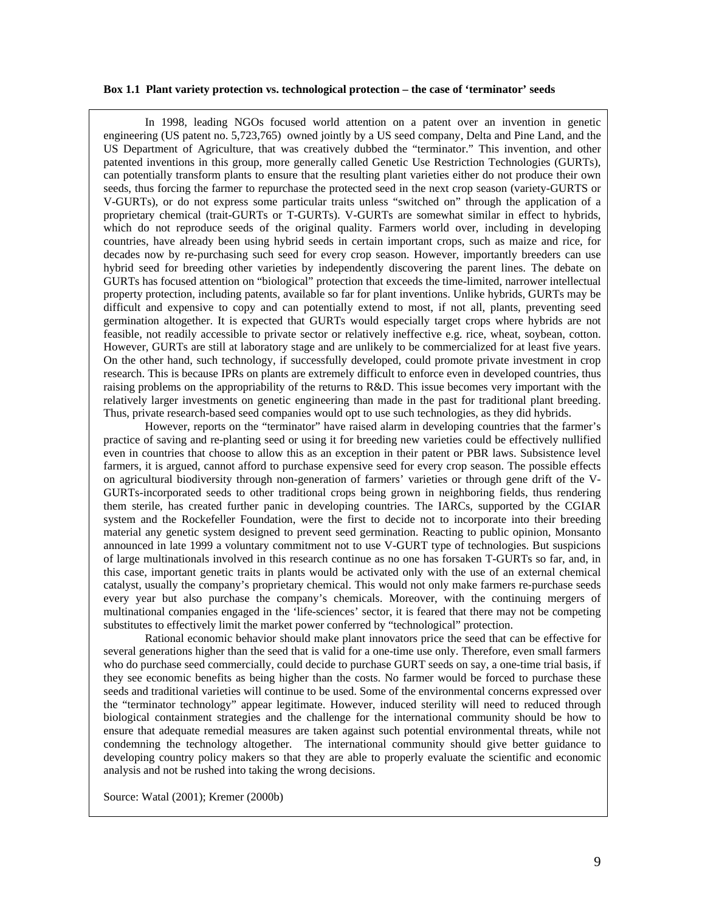**Box 1.1 Plant variety protection vs. technological protection – the case of 'terminator' seeds**

In 1998, leading NGOs focused world attention on a patent over an invention in genetic engineering (US patent no. 5,723,765) owned jointly by a US seed company, Delta and Pine Land, and the US Department of Agriculture, that was creatively dubbed the "terminator." This invention, and other patented inventions in this group, more generally called Genetic Use Restriction Technologies (GURTs), can potentially transform plants to ensure that the resulting plant varieties either do not produce their own seeds, thus forcing the farmer to repurchase the protected seed in the next crop season (variety-GURTS or V-GURTs), or do not express some particular traits unless "switched on" through the application of a proprietary chemical (trait-GURTs or T-GURTs). V-GURTs are somewhat similar in effect to hybrids, which do not reproduce seeds of the original quality. Farmers world over, including in developing countries, have already been using hybrid seeds in certain important crops, such as maize and rice, for decades now by re-purchasing such seed for every crop season. However, importantly breeders can use hybrid seed for breeding other varieties by independently discovering the parent lines. The debate on GURTs has focused attention on "biological" protection that exceeds the time-limited, narrower intellectual property protection, including patents, available so far for plant inventions. Unlike hybrids, GURTs may be difficult and expensive to copy and can potentially extend to most, if not all, plants, preventing seed germination altogether. It is expected that GURTs would especially target crops where hybrids are not feasible, not readily accessible to private sector or relatively ineffective e.g. rice, wheat, soybean, cotton. However, GURTs are still at laboratory stage and are unlikely to be commercialized for at least five years. On the other hand, such technology, if successfully developed, could promote private investment in crop research. This is because IPRs on plants are extremely difficult to enforce even in developed countries, thus raising problems on the appropriability of the returns to R&D. This issue becomes very important with the relatively larger investments on genetic engineering than made in the past for traditional plant breeding. Thus, private research-based seed companies would opt to use such technologies, as they did hybrids.

However, reports on the "terminator" have raised alarm in developing countries that the farmer's practice of saving and re-planting seed or using it for breeding new varieties could be effectively nullified even in countries that choose to allow this as an exception in their patent or PBR laws. Subsistence level farmers, it is argued, cannot afford to purchase expensive seed for every crop season. The possible effects on agricultural biodiversity through non-generation of farmers' varieties or through gene drift of the V-GURTs-incorporated seeds to other traditional crops being grown in neighboring fields, thus rendering them sterile, has created further panic in developing countries. The IARCs, supported by the CGIAR system and the Rockefeller Foundation, were the first to decide not to incorporate into their breeding material any genetic system designed to prevent seed germination. Reacting to public opinion, Monsanto announced in late 1999 a voluntary commitment not to use V-GURT type of technologies. But suspicions of large multinationals involved in this research continue as no one has forsaken T-GURTs so far, and, in this case, important genetic traits in plants would be activated only with the use of an external chemical catalyst, usually the company's proprietary chemical. This would not only make farmers re-purchase seeds every year but also purchase the company's chemicals. Moreover, with the continuing mergers of multinational companies engaged in the 'life-sciences' sector, it is feared that there may not be competing substitutes to effectively limit the market power conferred by "technological" protection.

Rational economic behavior should make plant innovators price the seed that can be effective for several generations higher than the seed that is valid for a one-time use only. Therefore, even small farmers who do purchase seed commercially, could decide to purchase GURT seeds on say, a one-time trial basis, if they see economic benefits as being higher than the costs. No farmer would be forced to purchase these seeds and traditional varieties will continue to be used. Some of the environmental concerns expressed over the "terminator technology" appear legitimate. However, induced sterility will need to reduced through biological containment strategies and the challenge for the international community should be how to ensure that adequate remedial measures are taken against such potential environmental threats, while not condemning the technology altogether. The international community should give better guidance to developing country policy makers so that they are able to properly evaluate the scientific and economic analysis and not be rushed into taking the wrong decisions.

Source: Watal (2001); Kremer (2000b)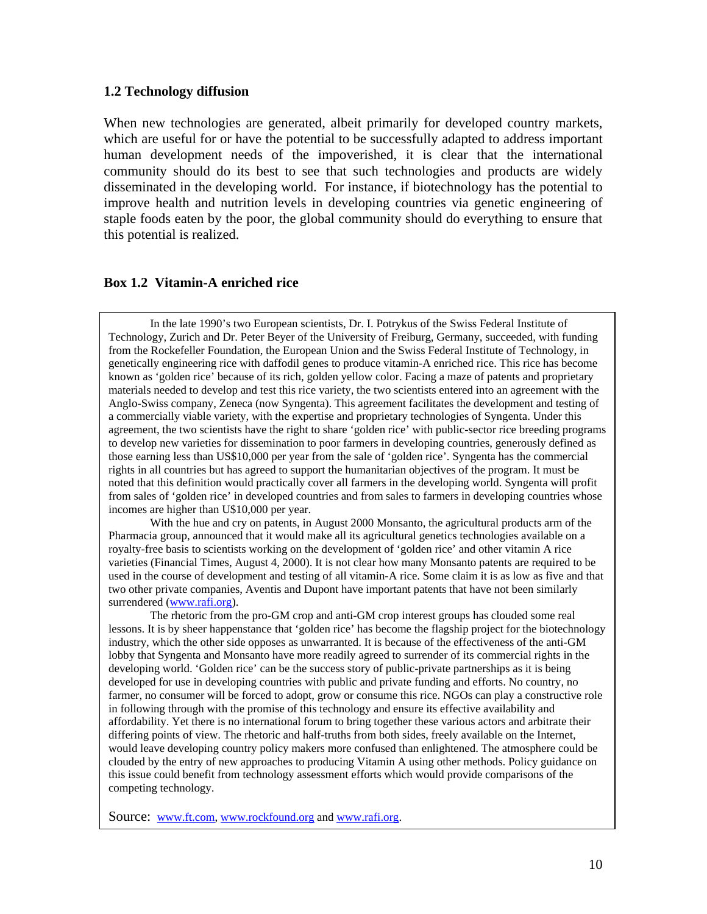### 1.2 Technology diffusion

When new technologies are generated, albeit primarily for developed country markets, which are useful for or have the potential to be successfully adapted to address important human development needs of the impoverished, it is clear that the international community should do its best to see that such technologies and products are widely disseminated in the developing world. For instance, if biotechnology has the potential to improve health and nutrition levels in developing countries via genetic engineering of staple foods eaten by the poor, the global community should do everything to ensure that this potential is realized.

### Box 1.2 Vitamin-A enriched rice

In the late 1990's two European scientists, Dr. I. Potrykus of the Swiss Federal Institute of Technology, Zurich and Dr. Peter Beyer of the University of Freiburg, Germany, succeeded, with funding from the Rockefeller Foundation, the European Union and the Swiss Federal Institute of Technology, in genetically engineering rice with daffodil genes to produce vitamin-A enriched rice. This rice has become known as 'golden rice' because of its rich, golden yellow color. Facing a maze of patents and proprietary materials needed to develop and test this rice variety, the two scientists entered into an agreement with the Anglo-Swiss company, Zeneca (now Syngenta). This agreement facilitates the development and testing of a commercially viable variety, with the expertise and proprietary technologies of Syngenta. Under this agreement, the two scientists have the right to share 'golden rice' with public-sector rice breeding programs to develop new varieties for dissemination to poor farmers in developing countries, generously defined as those earning less than US$10,000 per year from the sale of 'golden rice'. Syngenta has the commercial rights in all countries but has agreed to support the humanitarian objectives of the program. It must be noted that this definition would practically cover all farmers in the developing world. Syngenta will profit from sales of 'golden rice' in developed countries and from sales to farmers in developing countries whose incomes are higher than U$10,000 per year.

With the hue and cry on patents, in August 2000 Monsanto, the agricultural products arm of the Pharmacia group, announced that it would make all its agricultural genetics technologies available on a royalty-free basis to scientists working on the development of 'golden rice' and other vitamin A rice varieties (Financial Times, August 4, 2000). It is not clear how many Monsanto patents are required to be used in the course of development and testing of all vitamin-A rice. Some claim it is as low as five and that two other private companies, Aventis and Dupont have important patents that have not been similarly surrendered (www.rafi.org).

The rhetoric from the pro-GM crop and anti-GM crop interest groups has clouded some real lessons. It is by sheer happenstance that 'golden rice' has become the flagship project for the biotechnology industry, which the other side opposes as unwarranted. It is because of the effectiveness of the anti-GM lobby that Syngenta and Monsanto have more readily agreed to surrender of its commercial rights in the developing world. 'Golden rice' can be the success story of public-private partnerships as it is being developed for use in developing countries with public and private funding and efforts. No country, no farmer, no consumer will be forced to adopt, grow or consume this rice. NGOs can play a constructive role in following through with the promise of this technology and ensure its effective availability and affordability. Yet there is no international forum to bring together these various actors and arbitrate their differing points of view. The rhetoric and half-truths from both sides, freely available on the Internet, would leave developing country policy makers more confused than enlightened. The atmosphere could be clouded by the entry of new approaches to producing Vitamin A using other methods. Policy guidance on this issue could benefit from technology assessment efforts which would provide comparisons of the competing technology.

Source: www.ft.com, www.rockfound.org and www.rafi.org.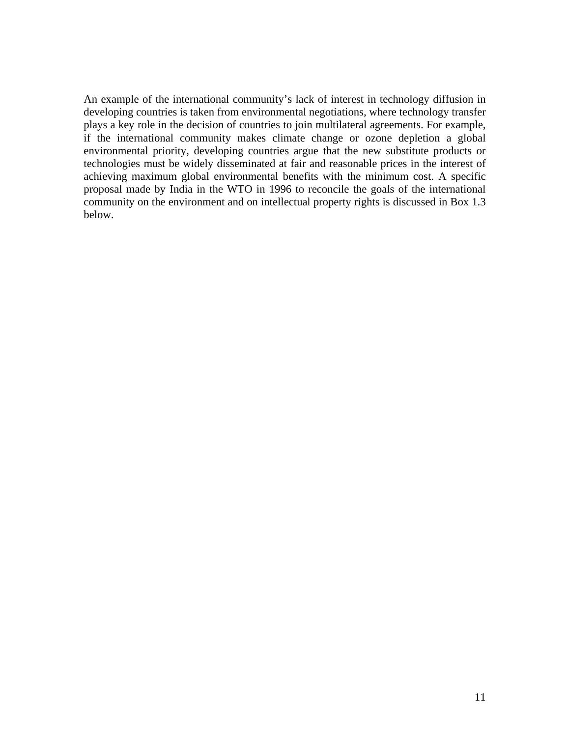An example of the international community's lack of interest in technology diffusion in developing countries is taken from environmental negotiations, where technology transfer plays a key role in the decision of countries to join multilateral agreements. For example, if the international community makes climate change or ozone depletion a global environmental priority, developing countries argue that the new substitute products or technologies must be widely disseminated at fair and reasonable prices in the interest of achieving maximum global environmental benefits with the minimum cost. A specific proposal made by India in the WTO in 1996 to reconcile the goals of the international community on the environment and on intellectual property rights is discussed in Box 1.3 below.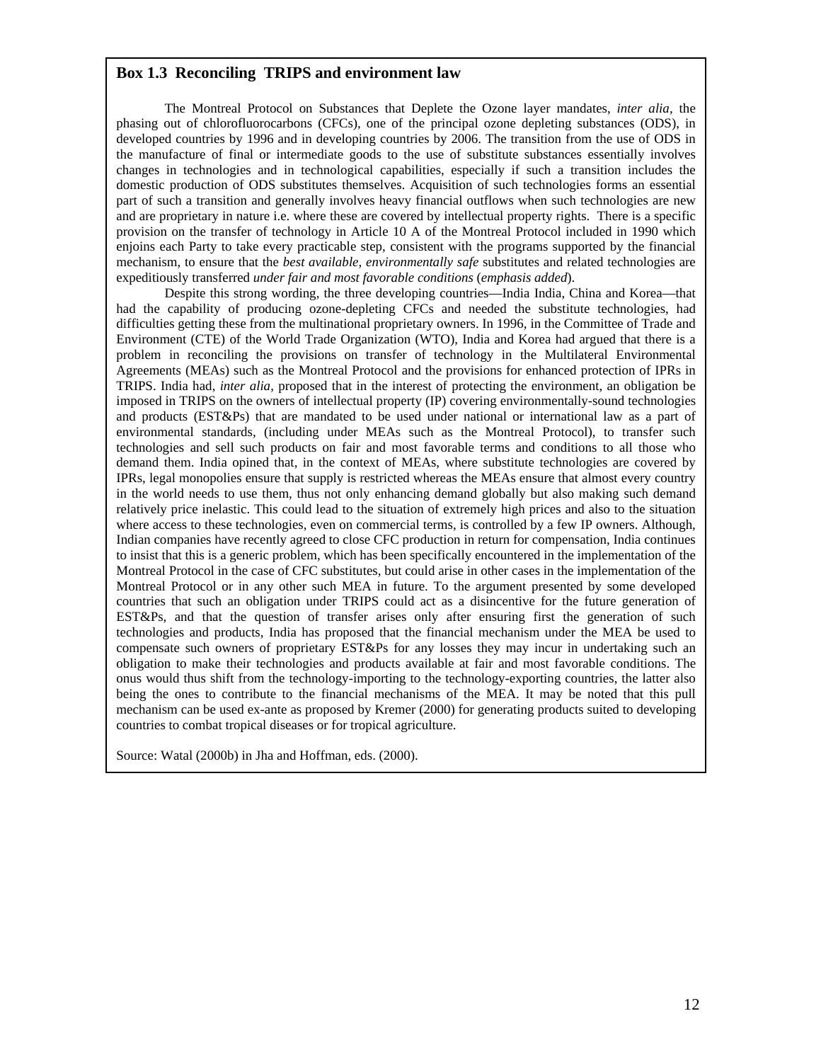### Box 1.3 Reconciling TRIPS and environment law

The Montreal Protocol on Substances that Deplete the Ozone layer mandates, *inter alia*, the phasing out of chlorofluorocarbons (CFCs), one of the principal ozone depleting substances (ODS), in developed countries by 1996 and in developing countries by 2006. The transition from the use of ODS in the manufacture of final or intermediate goods to the use of substitute substances essentially involves changes in technologies and in technological capabilities, especially if such a transition includes the domestic production of ODS substitutes themselves. Acquisition of such technologies forms an essential part of such a transition and generally involves heavy financial outflows when such technologies are new and are proprietary in nature i.e. where these are covered by intellectual property rights. There is a specific provision on the transfer of technology in Article 10 A of the Montreal Protocol included in 1990 which enjoins each Party to take every practicable step, consistent with the programs supported by the financial mechanism, to ensure that the *best available, environmentally safe* substitutes and related technologies are expeditiously transferred *under fair and most favorable conditions* (*emphasis added*).

Despite this strong wording, the three developing countries—India India, China and Korea—that had the capability of producing ozone-depleting CFCs and needed the substitute technologies, had difficulties getting these from the multinational proprietary owners. In 1996, in the Committee of Trade and Environment (CTE) of the World Trade Organization (WTO), India and Korea had argued that there is a problem in reconciling the provisions on transfer of technology in the Multilateral Environmental Agreements (MEAs) such as the Montreal Protocol and the provisions for enhanced protection of IPRs in TRIPS. India had, *inter alia*, proposed that in the interest of protecting the environment, an obligation be imposed in TRIPS on the owners of intellectual property (IP) covering environmentally-sound technologies and products (EST&Ps) that are mandated to be used under national or international law as a part of environmental standards, (including under MEAs such as the Montreal Protocol), to transfer such technologies and sell such products on fair and most favorable terms and conditions to all those who demand them. India opined that, in the context of MEAs, where substitute technologies are covered by IPRs, legal monopolies ensure that supply is restricted whereas the MEAs ensure that almost every country in the world needs to use them, thus not only enhancing demand globally but also making such demand relatively price inelastic. This could lead to the situation of extremely high prices and also to the situation where access to these technologies, even on commercial terms, is controlled by a few IP owners. Although, Indian companies have recently agreed to close CFC production in return for compensation, India continues to insist that this is a generic problem, which has been specifically encountered in the implementation of the Montreal Protocol in the case of CFC substitutes, but could arise in other cases in the implementation of the Montreal Protocol or in any other such MEA in future. To the argument presented by some developed countries that such an obligation under TRIPS could act as a disincentive for the future generation of EST&Ps, and that the question of transfer arises only after ensuring first the generation of such technologies and products, India has proposed that the financial mechanism under the MEA be used to compensate such owners of proprietary EST&Ps for any losses they may incur in undertaking such an obligation to make their technologies and products available at fair and most favorable conditions. The onus would thus shift from the technology-importing to the technology-exporting countries, the latter also being the ones to contribute to the financial mechanisms of the MEA. It may be noted that this pull mechanism can be used ex-ante as proposed by Kremer (2000) for generating products suited to developing countries to combat tropical diseases or for tropical agriculture.

Source: Watal (2000b) in Jha and Hoffman, eds. (2000).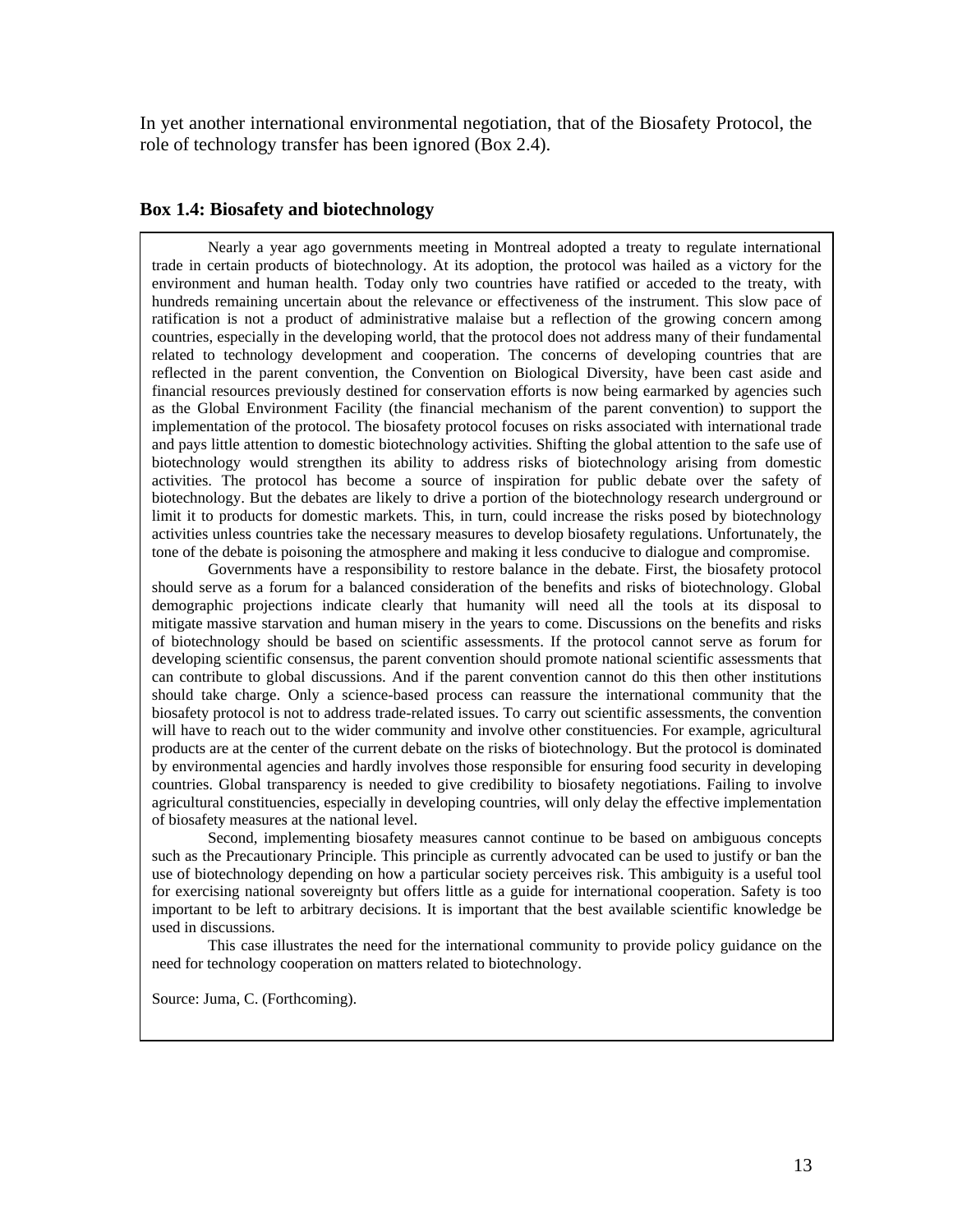In yet another international environmental negotiation, that of the Biosafety Protocol, the role of technology transfer has been ignored (Box 2.4).

### Box 1.4: Biosafety and biotechnology

Nearly a year ago governments meeting in Montreal adopted a treaty to regulate international trade in certain products of biotechnology. At its adoption, the protocol was hailed as a victory for the environment and human health. Today only two countries have ratified or acceded to the treaty, with hundreds remaining uncertain about the relevance or effectiveness of the instrument. This slow pace of ratification is not a product of administrative malaise but a reflection of the growing concern among countries, especially in the developing world, that the protocol does not address many of their fundamental related to technology development and cooperation. The concerns of developing countries that are reflected in the parent convention, the Convention on Biological Diversity, have been cast aside and financial resources previously destined for conservation efforts is now being earmarked by agencies such as the Global Environment Facility (the financial mechanism of the parent convention) to support the implementation of the protocol. The biosafety protocol focuses on risks associated with international trade and pays little attention to domestic biotechnology activities. Shifting the global attention to the safe use of biotechnology would strengthen its ability to address risks of biotechnology arising from domestic activities. The protocol has become a source of inspiration for public debate over the safety of biotechnology. But the debates are likely to drive a portion of the biotechnology research underground or limit it to products for domestic markets. This, in turn, could increase the risks posed by biotechnology activities unless countries take the necessary measures to develop biosafety regulations. Unfortunately, the tone of the debate is poisoning the atmosphere and making it less conducive to dialogue and compromise.

Governments have a responsibility to restore balance in the debate. First, the biosafety protocol should serve as a forum for a balanced consideration of the benefits and risks of biotechnology. Global demographic projections indicate clearly that humanity will need all the tools at its disposal to mitigate massive starvation and human misery in the years to come. Discussions on the benefits and risks of biotechnology should be based on scientific assessments. If the protocol cannot serve as forum for developing scientific consensus, the parent convention should promote national scientific assessments that can contribute to global discussions. And if the parent convention cannot do this then other institutions should take charge. Only a science-based process can reassure the international community that the biosafety protocol is not to address trade-related issues. To carry out scientific assessments, the convention will have to reach out to the wider community and involve other constituencies. For example, agricultural products are at the center of the current debate on the risks of biotechnology. But the protocol is dominated by environmental agencies and hardly involves those responsible for ensuring food security in developing countries. Global transparency is needed to give credibility to biosafety negotiations. Failing to involve agricultural constituencies, especially in developing countries, will only delay the effective implementation of biosafety measures at the national level.

Second, implementing biosafety measures cannot continue to be based on ambiguous concepts such as the Precautionary Principle. This principle as currently advocated can be used to justify or ban the use of biotechnology depending on how a particular society perceives risk. This ambiguity is a useful tool for exercising national sovereignty but offers little as a guide for international cooperation. Safety is too important to be left to arbitrary decisions. It is important that the best available scientific knowledge be used in discussions.

This case illustrates the need for the international community to provide policy guidance on the need for technology cooperation on matters related to biotechnology.

Source: Juma, C. (Forthcoming).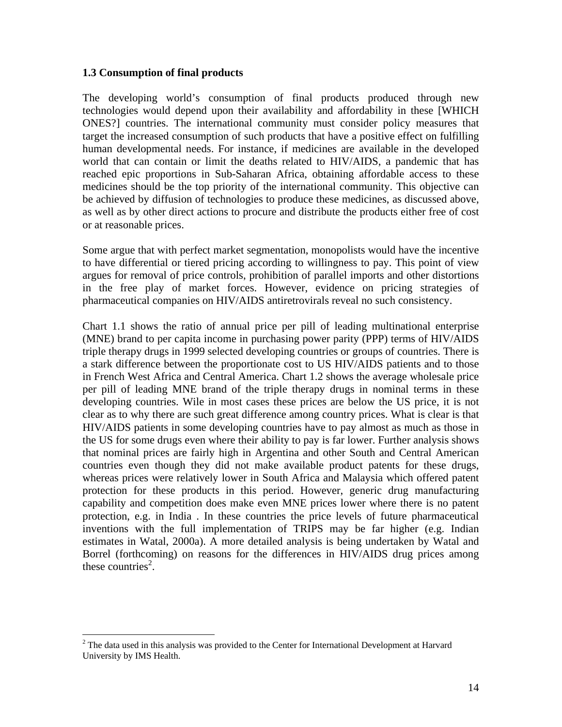### 1.3 Consumption of final products

The developing world's consumption of final products produced through new technologies would depend upon their availability and affordability in these [WHICH ONES?] countries. The international community must consider policy measures that target the increased consumption of such products that have a positive effect on fulfilling human developmental needs. For instance, if medicines are available in the developed world that can contain or limit the deaths related to HIV/AIDS, a pandemic that has reached epic proportions in Sub-Saharan Africa, obtaining affordable access to these medicines should be the top priority of the international community. This objective can be achieved by diffusion of technologies to produce these medicines, as discussed above, as well as by other direct actions to procure and distribute the products either free of cost or at reasonable prices.

Some argue that with perfect market segmentation, monopolists would have the incentive to have differential or tiered pricing according to willingness to pay. This point of view argues for removal of price controls, prohibition of parallel imports and other distortions in the free play of market forces. However, evidence on pricing strategies of pharmaceutical companies on HIV/AIDS antiretrovirals reveal no such consistency.

Chart 1.1 shows the ratio of annual price per pill of leading multinational enterprise (MNE) brand to per capita income in purchasing power parity (PPP) terms of HIV/AIDS triple therapy drugs in 1999 selected developing countries or groups of countries. There is a stark difference between the proportionate cost to US HIV/AIDS patients and to those in French West Africa and Central America. Chart 1.2 shows the average wholesale price per pill of leading MNE brand of the triple therapy drugs in nominal terms in these developing countries. Wile in most cases these prices are below the US price, it is not clear as to why there are such great difference among country prices. What is clear is that HIV/AIDS patients in some developing countries have to pay almost as much as those in the US for some drugs even where their ability to pay is far lower. Further analysis shows that nominal prices are fairly high in Argentina and other South and Central American countries even though they did not make available product patents for these drugs, whereas prices were relatively lower in South Africa and Malaysia which offered patent protection for these products in this period. However, generic drug manufacturing capability and competition does make even MNE prices lower where there is no patent protection, e.g. in India . In these countries the price levels of future pharmaceutical inventions with the full implementation of TRIPS may be far higher (e.g. Indian estimates in Watal, 2000a). A more detailed analysis is being undertaken by Watal and Borrel (forthcoming) on reasons for the differences in HIV/AIDS drug prices among these countries[2].

[2] The data used in this analysis was provided to the Center for International Development at Harvard University by IMS Health.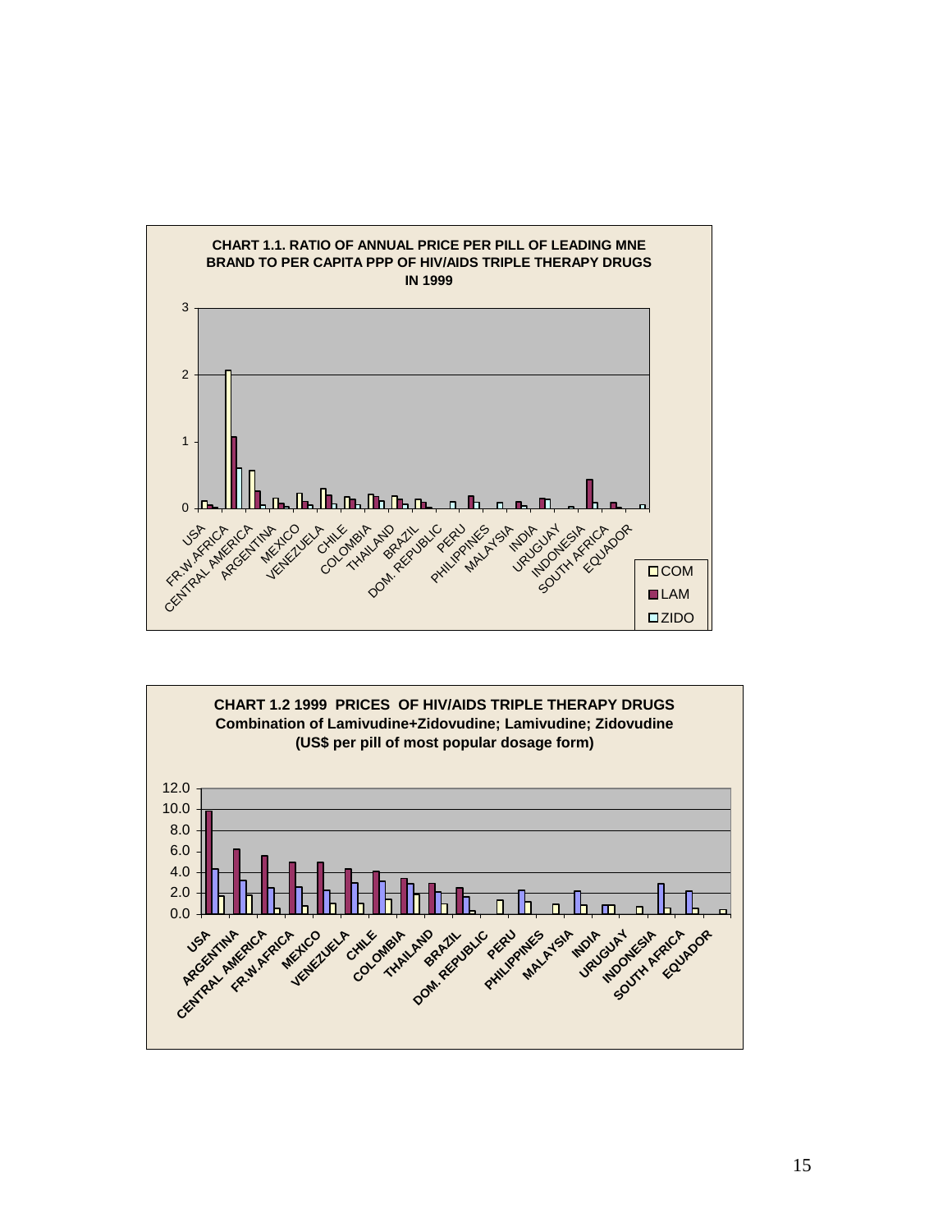**CHART 1.1. RATIO OF ANNUAL PRICE PER PILL OF LEADING MNE BRAND TO PER CAPITA PPP OF HIV/AIDS TRIPLE THERAPY DRUGS IN 1999**

**CHART 1.2 1999 PRICES OF HIV/AIDS TRIPLE THERAPY DRUGS**
**Combination of Lamivudine+Zidovudine; Lamivudine; Zidovudine**
**(US$ per pill of most popular dosage form)**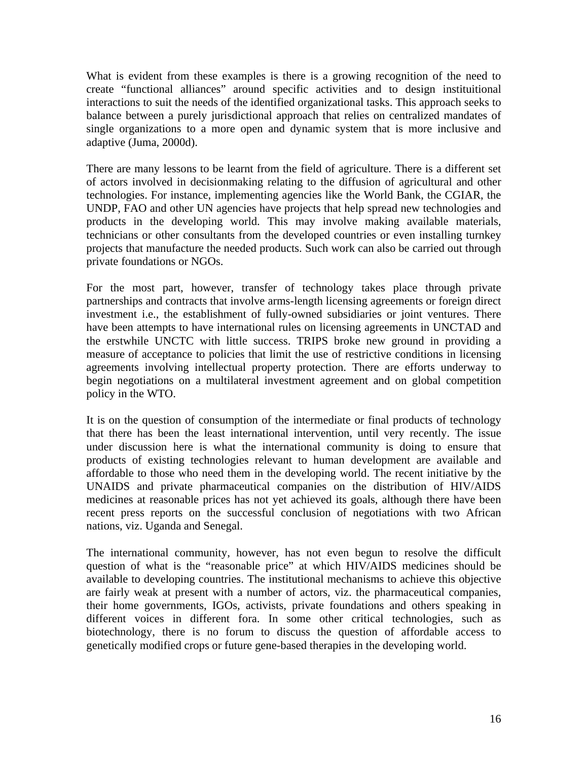What is evident from these examples is there is a growing recognition of the need to create "functional alliances" around specific activities and to design instituitional interactions to suit the needs of the identified organizational tasks. This approach seeks to balance between a purely jurisdictional approach that relies on centralized mandates of single organizations to a more open and dynamic system that is more inclusive and adaptive (Juma, 2000d).

There are many lessons to be learnt from the field of agriculture. There is a different set of actors involved in decisionmaking relating to the diffusion of agricultural and other technologies. For instance, implementing agencies like the World Bank, the CGIAR, the UNDP, FAO and other UN agencies have projects that help spread new technologies and products in the developing world. This may involve making available materials, technicians or other consultants from the developed countries or even installing turnkey projects that manufacture the needed products. Such work can also be carried out through private foundations or NGOs.

For the most part, however, transfer of technology takes place through private partnerships and contracts that involve arms-length licensing agreements or foreign direct investment i.e., the establishment of fully-owned subsidiaries or joint ventures. There have been attempts to have international rules on licensing agreements in UNCTAD and the erstwhile UNCTC with little success. TRIPS broke new ground in providing a measure of acceptance to policies that limit the use of restrictive conditions in licensing agreements involving intellectual property protection. There are efforts underway to begin negotiations on a multilateral investment agreement and on global competition policy in the WTO.

It is on the question of consumption of the intermediate or final products of technology that there has been the least international intervention, until very recently. The issue under discussion here is what the international community is doing to ensure that products of existing technologies relevant to human development are available and affordable to those who need them in the developing world. The recent initiative by the UNAIDS and private pharmaceutical companies on the distribution of HIV/AIDS medicines at reasonable prices has not yet achieved its goals, although there have been recent press reports on the successful conclusion of negotiations with two African nations, viz. Uganda and Senegal.

The international community, however, has not even begun to resolve the difficult question of what is the "reasonable price" at which HIV/AIDS medicines should be available to developing countries. The institutional mechanisms to achieve this objective are fairly weak at present with a number of actors, viz. the pharmaceutical companies, their home governments, IGOs, activists, private foundations and others speaking in different voices in different fora. In some other critical technologies, such as biotechnology, there is no forum to discuss the question of affordable access to genetically modified crops or future gene-based therapies in the developing world.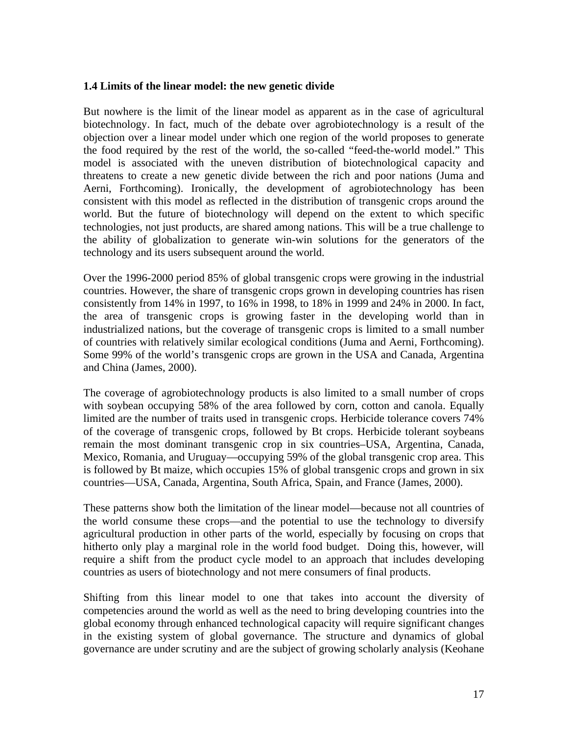### 1.4 Limits of the linear model: the new genetic divide

But nowhere is the limit of the linear model as apparent as in the case of agricultural biotechnology. In fact, much of the debate over agrobiotechnology is a result of the objection over a linear model under which one region of the world proposes to generate the food required by the rest of the world, the so-called "feed-the-world model." This model is associated with the uneven distribution of biotechnological capacity and threatens to create a new genetic divide between the rich and poor nations (Juma and Aerni, Forthcoming). Ironically, the development of agrobiotechnology has been consistent with this model as reflected in the distribution of transgenic crops around the world. But the future of biotechnology will depend on the extent to which specific technologies, not just products, are shared among nations. This will be a true challenge to the ability of globalization to generate win-win solutions for the generators of the technology and its users subsequent around the world.

Over the 1996-2000 period 85% of global transgenic crops were growing in the industrial countries. However, the share of transgenic crops grown in developing countries has risen consistently from 14% in 1997, to 16% in 1998, to 18% in 1999 and 24% in 2000. In fact, the area of transgenic crops is growing faster in the developing world than in industrialized nations, but the coverage of transgenic crops is limited to a small number of countries with relatively similar ecological conditions (Juma and Aerni, Forthcoming). Some 99% of the world's transgenic crops are grown in the USA and Canada, Argentina and China (James, 2000).

The coverage of agrobiotechnology products is also limited to a small number of crops with soybean occupying 58% of the area followed by corn, cotton and canola. Equally limited are the number of traits used in transgenic crops. Herbicide tolerance covers 74% of the coverage of transgenic crops, followed by Bt crops. Herbicide tolerant soybeans remain the most dominant transgenic crop in six countries–USA, Argentina, Canada, Mexico, Romania, and Uruguay—occupying 59% of the global transgenic crop area. This is followed by Bt maize, which occupies 15% of global transgenic crops and grown in six countries—USA, Canada, Argentina, South Africa, Spain, and France (James, 2000).

These patterns show both the limitation of the linear model—because not all countries of the world consume these crops—and the potential to use the technology to diversify agricultural production in other parts of the world, especially by focusing on crops that hitherto only play a marginal role in the world food budget. Doing this, however, will require a shift from the product cycle model to an approach that includes developing countries as users of biotechnology and not mere consumers of final products.

Shifting from this linear model to one that takes into account the diversity of competencies around the world as well as the need to bring developing countries into the global economy through enhanced technological capacity will require significant changes in the existing system of global governance. The structure and dynamics of global governance are under scrutiny and are the subject of growing scholarly analysis (Keohane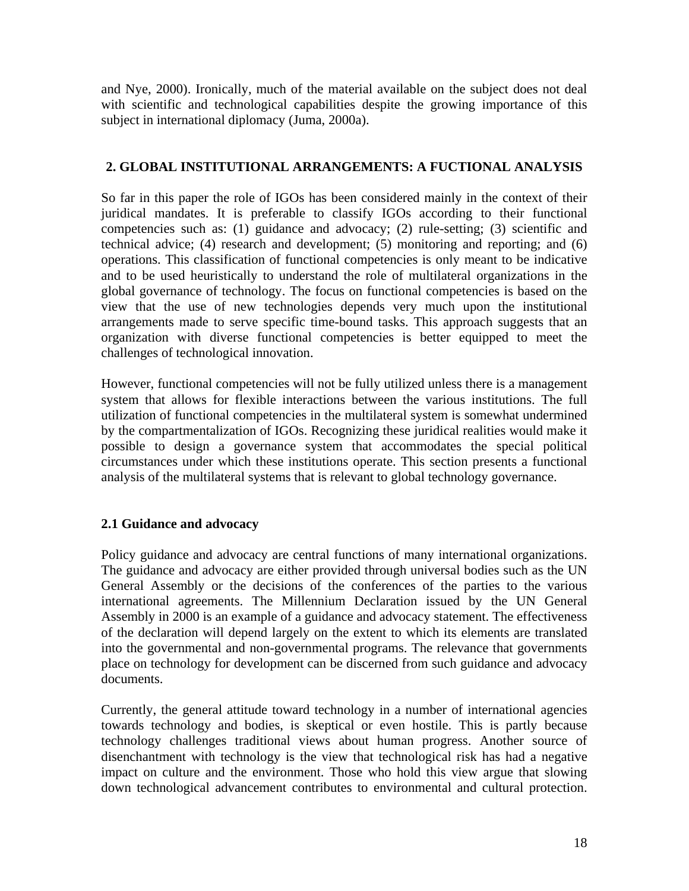and Nye, 2000). Ironically, much of the material available on the subject does not deal with scientific and technological capabilities despite the growing importance of this subject in international diplomacy (Juma, 2000a).

## 2. GLOBAL INSTITUTIONAL ARRANGEMENTS: A FUCTIONAL ANALYSIS

So far in this paper the role of IGOs has been considered mainly in the context of their juridical mandates. It is preferable to classify IGOs according to their functional competencies such as: (1) guidance and advocacy; (2) rule-setting; (3) scientific and technical advice; (4) research and development; (5) monitoring and reporting; and (6) operations. This classification of functional competencies is only meant to be indicative and to be used heuristically to understand the role of multilateral organizations in the global governance of technology. The focus on functional competencies is based on the view that the use of new technologies depends very much upon the institutional arrangements made to serve specific time-bound tasks. This approach suggests that an organization with diverse functional competencies is better equipped to meet the challenges of technological innovation.

However, functional competencies will not be fully utilized unless there is a management system that allows for flexible interactions between the various institutions. The full utilization of functional competencies in the multilateral system is somewhat undermined by the compartmentalization of IGOs. Recognizing these juridical realities would make it possible to design a governance system that accommodates the special political circumstances under which these institutions operate. This section presents a functional analysis of the multilateral systems that is relevant to global technology governance.

### 2.1 Guidance and advocacy

Policy guidance and advocacy are central functions of many international organizations. The guidance and advocacy are either provided through universal bodies such as the UN General Assembly or the decisions of the conferences of the parties to the various international agreements. The Millennium Declaration issued by the UN General Assembly in 2000 is an example of a guidance and advocacy statement. The effectiveness of the declaration will depend largely on the extent to which its elements are translated into the governmental and non-governmental programs. The relevance that governments place on technology for development can be discerned from such guidance and advocacy documents.

Currently, the general attitude toward technology in a number of international agencies towards technology and bodies, is skeptical or even hostile. This is partly because technology challenges traditional views about human progress. Another source of disenchantment with technology is the view that technological risk has had a negative impact on culture and the environment. Those who hold this view argue that slowing down technological advancement contributes to environmental and cultural protection.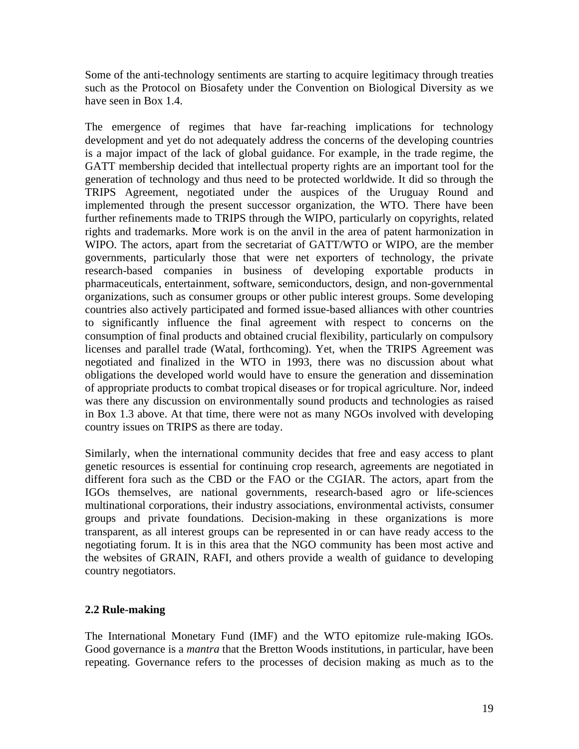Some of the anti-technology sentiments are starting to acquire legitimacy through treaties such as the Protocol on Biosafety under the Convention on Biological Diversity as we have seen in Box 1.4.

The emergence of regimes that have far-reaching implications for technology development and yet do not adequately address the concerns of the developing countries is a major impact of the lack of global guidance. For example, in the trade regime, the GATT membership decided that intellectual property rights are an important tool for the generation of technology and thus need to be protected worldwide. It did so through the TRIPS Agreement, negotiated under the auspices of the Uruguay Round and implemented through the present successor organization, the WTO. There have been further refinements made to TRIPS through the WIPO, particularly on copyrights, related rights and trademarks. More work is on the anvil in the area of patent harmonization in WIPO. The actors, apart from the secretariat of GATT/WTO or WIPO, are the member governments, particularly those that were net exporters of technology, the private research-based companies in business of developing exportable products in pharmaceuticals, entertainment, software, semiconductors, design, and non-governmental organizations, such as consumer groups or other public interest groups. Some developing countries also actively participated and formed issue-based alliances with other countries to significantly influence the final agreement with respect to concerns on the consumption of final products and obtained crucial flexibility, particularly on compulsory licenses and parallel trade (Watal, forthcoming). Yet, when the TRIPS Agreement was negotiated and finalized in the WTO in 1993, there was no discussion about what obligations the developed world would have to ensure the generation and dissemination of appropriate products to combat tropical diseases or for tropical agriculture. Nor, indeed was there any discussion on environmentally sound products and technologies as raised in Box 1.3 above. At that time, there were not as many NGOs involved with developing country issues on TRIPS as there are today.

Similarly, when the international community decides that free and easy access to plant genetic resources is essential for continuing crop research, agreements are negotiated in different fora such as the CBD or the FAO or the CGIAR. The actors, apart from the IGOs themselves, are national governments, research-based agro or life-sciences multinational corporations, their industry associations, environmental activists, consumer groups and private foundations. Decision-making in these organizations is more transparent, as all interest groups can be represented in or can have ready access to the negotiating forum. It is in this area that the NGO community has been most active and the websites of GRAIN, RAFI, and others provide a wealth of guidance to developing country negotiators.

## 2.2 Rule-making

The International Monetary Fund (IMF) and the WTO epitomize rule-making IGOs. Good governance is a *mantra* that the Bretton Woods institutions, in particular, have been repeating. Governance refers to the processes of decision making as much as to the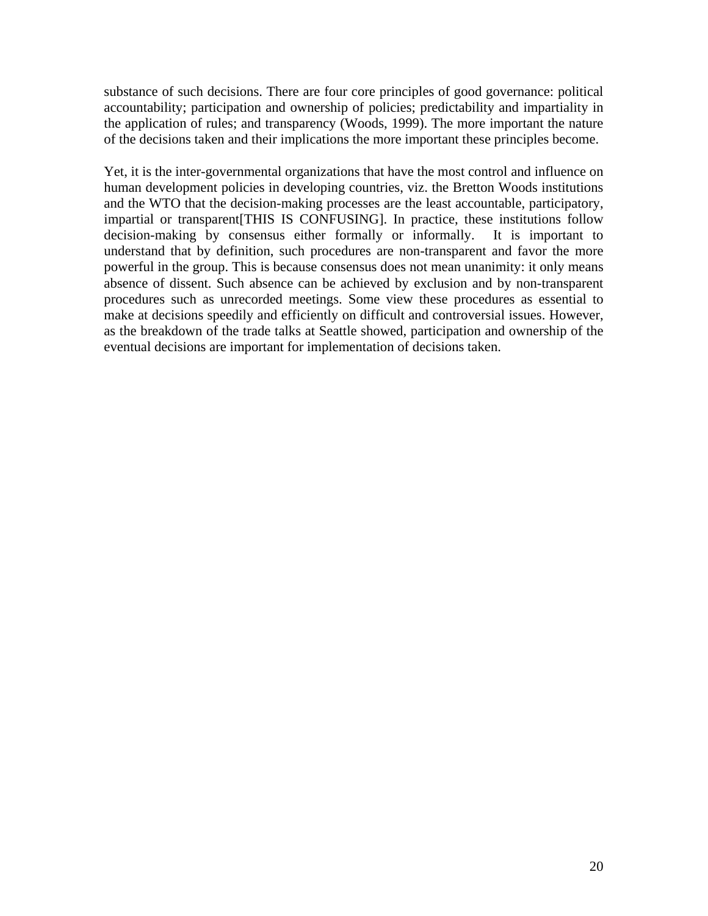substance of such decisions. There are four core principles of good governance: political accountability; participation and ownership of policies; predictability and impartiality in the application of rules; and transparency (Woods, 1999). The more important the nature of the decisions taken and their implications the more important these principles become.

Yet, it is the inter-governmental organizations that have the most control and influence on human development policies in developing countries, viz. the Bretton Woods institutions and the WTO that the decision-making processes are the least accountable, participatory, impartial or transparent[THIS IS CONFUSING]. In practice, these institutions follow decision-making by consensus either formally or informally. It is important to understand that by definition, such procedures are non-transparent and favor the more powerful in the group. This is because consensus does not mean unanimity: it only means absence of dissent. Such absence can be achieved by exclusion and by non-transparent procedures such as unrecorded meetings. Some view these procedures as essential to make at decisions speedily and efficiently on difficult and controversial issues. However, as the breakdown of the trade talks at Seattle showed, participation and ownership of the eventual decisions are important for implementation of decisions taken.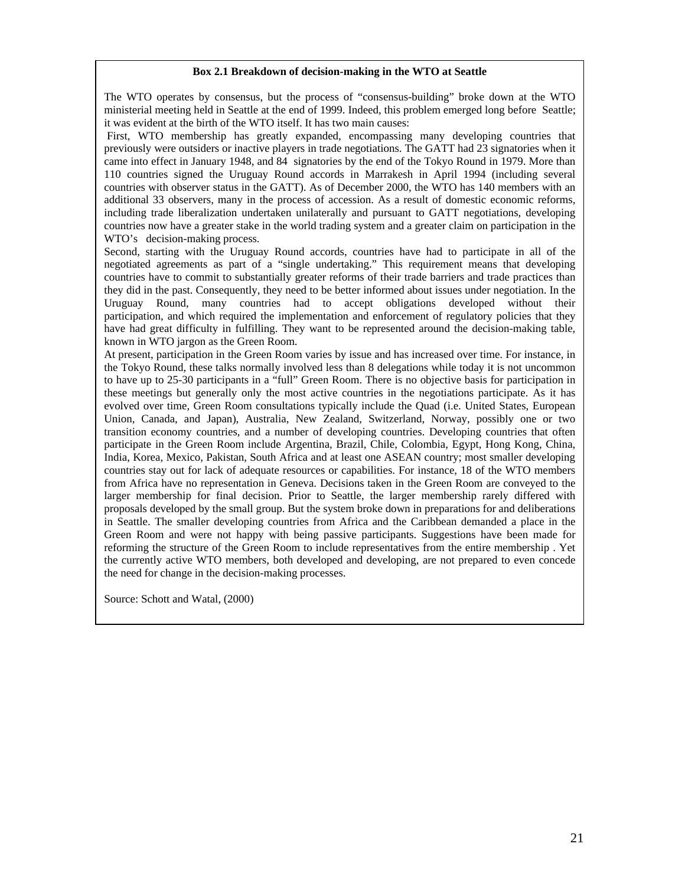**Box 2.1 Breakdown of decision-making in the WTO at Seattle**

The WTO operates by consensus, but the process of "consensus-building" broke down at the WTO ministerial meeting held in Seattle at the end of 1999. Indeed, this problem emerged long before Seattle; it was evident at the birth of the WTO itself. It has two main causes:

First, WTO membership has greatly expanded, encompassing many developing countries that previously were outsiders or inactive players in trade negotiations. The GATT had 23 signatories when it came into effect in January 1948, and 84 signatories by the end of the Tokyo Round in 1979. More than 110 countries signed the Uruguay Round accords in Marrakesh in April 1994 (including several countries with observer status in the GATT). As of December 2000, the WTO has 140 members with an additional 33 observers, many in the process of accession. As a result of domestic economic reforms, including trade liberalization undertaken unilaterally and pursuant to GATT negotiations, developing countries now have a greater stake in the world trading system and a greater claim on participation in the WTO's decision-making process.

Second, starting with the Uruguay Round accords, countries have had to participate in all of the negotiated agreements as part of a "single undertaking." This requirement means that developing countries have to commit to substantially greater reforms of their trade barriers and trade practices than they did in the past. Consequently, they need to be better informed about issues under negotiation. In the Uruguay Round, many countries had to accept obligations developed without their participation, and which required the implementation and enforcement of regulatory policies that they have had great difficulty in fulfilling. They want to be represented around the decision-making table, known in WTO jargon as the Green Room.

At present, participation in the Green Room varies by issue and has increased over time. For instance, in the Tokyo Round, these talks normally involved less than 8 delegations while today it is not uncommon to have up to 25-30 participants in a "full" Green Room. There is no objective basis for participation in these meetings but generally only the most active countries in the negotiations participate. As it has evolved over time, Green Room consultations typically include the Quad (i.e. United States, European Union, Canada, and Japan), Australia, New Zealand, Switzerland, Norway, possibly one or two transition economy countries, and a number of developing countries. Developing countries that often participate in the Green Room include Argentina, Brazil, Chile, Colombia, Egypt, Hong Kong, China, India, Korea, Mexico, Pakistan, South Africa and at least one ASEAN country; most smaller developing countries stay out for lack of adequate resources or capabilities. For instance, 18 of the WTO members from Africa have no representation in Geneva. Decisions taken in the Green Room are conveyed to the larger membership for final decision. Prior to Seattle, the larger membership rarely differed with proposals developed by the small group. But the system broke down in preparations for and deliberations in Seattle. The smaller developing countries from Africa and the Caribbean demanded a place in the Green Room and were not happy with being passive participants. Suggestions have been made for reforming the structure of the Green Room to include representatives from the entire membership . Yet the currently active WTO members, both developed and developing, are not prepared to even concede the need for change in the decision-making processes.

Source: Schott and Watal, (2000)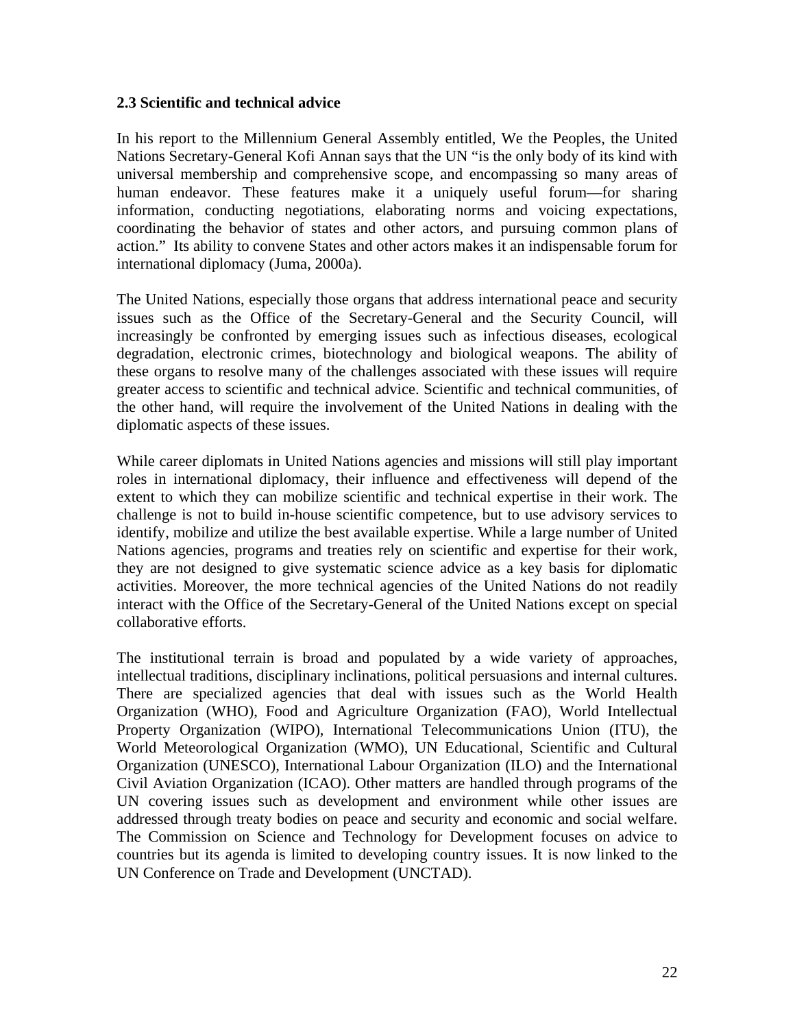### 2.3 Scientific and technical advice

In his report to the Millennium General Assembly entitled, We the Peoples, the United Nations Secretary-General Kofi Annan says that the UN "is the only body of its kind with universal membership and comprehensive scope, and encompassing so many areas of human endeavor. These features make it a uniquely useful forum—for sharing information, conducting negotiations, elaborating norms and voicing expectations, coordinating the behavior of states and other actors, and pursuing common plans of action." Its ability to convene States and other actors makes it an indispensable forum for international diplomacy (Juma, 2000a).

The United Nations, especially those organs that address international peace and security issues such as the Office of the Secretary-General and the Security Council, will increasingly be confronted by emerging issues such as infectious diseases, ecological degradation, electronic crimes, biotechnology and biological weapons. The ability of these organs to resolve many of the challenges associated with these issues will require greater access to scientific and technical advice. Scientific and technical communities, of the other hand, will require the involvement of the United Nations in dealing with the diplomatic aspects of these issues.

While career diplomats in United Nations agencies and missions will still play important roles in international diplomacy, their influence and effectiveness will depend of the extent to which they can mobilize scientific and technical expertise in their work. The challenge is not to build in-house scientific competence, but to use advisory services to identify, mobilize and utilize the best available expertise. While a large number of United Nations agencies, programs and treaties rely on scientific and expertise for their work, they are not designed to give systematic science advice as a key basis for diplomatic activities. Moreover, the more technical agencies of the United Nations do not readily interact with the Office of the Secretary-General of the United Nations except on special collaborative efforts.

The institutional terrain is broad and populated by a wide variety of approaches, intellectual traditions, disciplinary inclinations, political persuasions and internal cultures. There are specialized agencies that deal with issues such as the World Health Organization (WHO), Food and Agriculture Organization (FAO), World Intellectual Property Organization (WIPO), International Telecommunications Union (ITU), the World Meteorological Organization (WMO), UN Educational, Scientific and Cultural Organization (UNESCO), International Labour Organization (ILO) and the International Civil Aviation Organization (ICAO). Other matters are handled through programs of the UN covering issues such as development and environment while other issues are addressed through treaty bodies on peace and security and economic and social welfare. The Commission on Science and Technology for Development focuses on advice to countries but its agenda is limited to developing country issues. It is now linked to the UN Conference on Trade and Development (UNCTAD).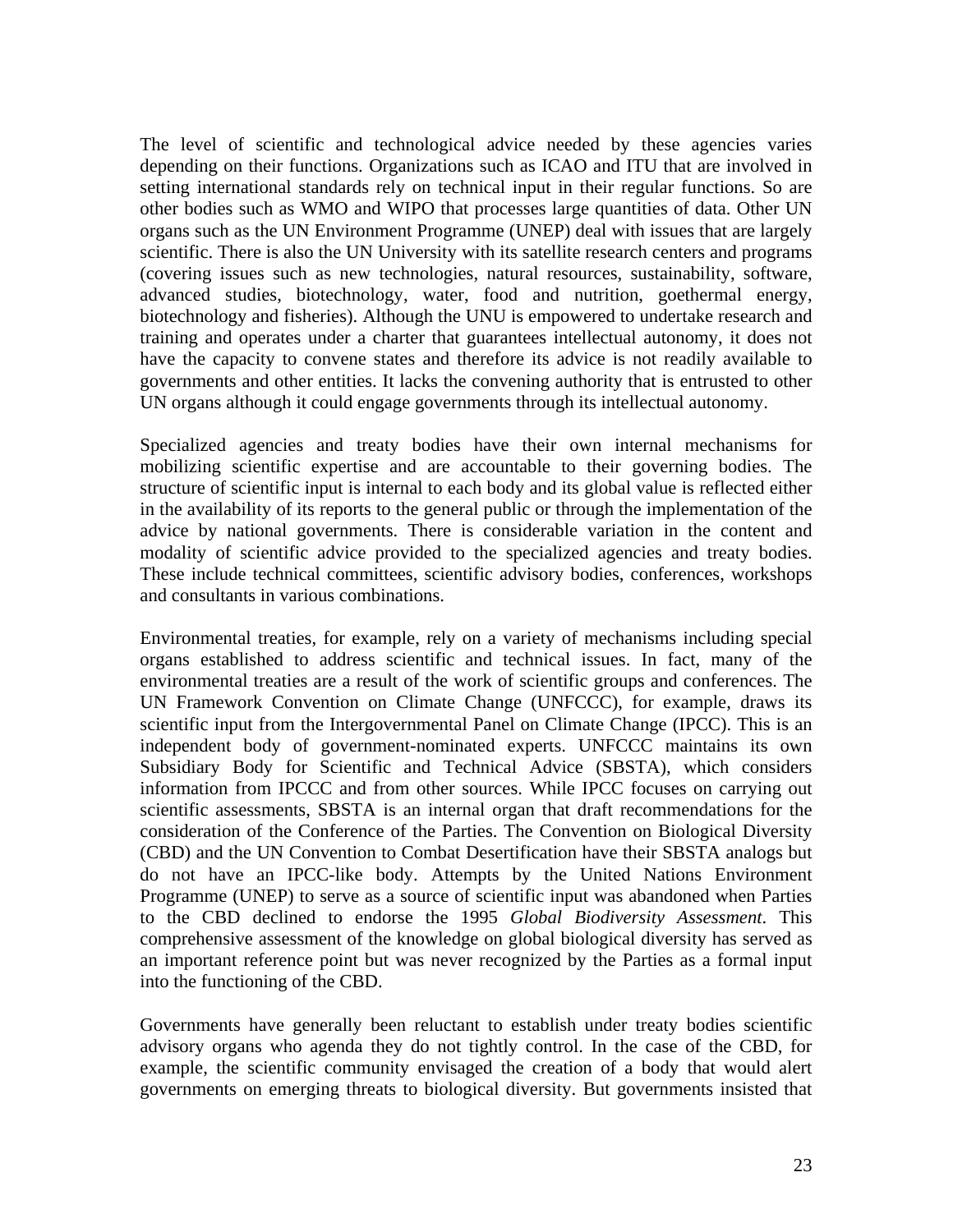The level of scientific and technological advice needed by these agencies varies depending on their functions. Organizations such as ICAO and ITU that are involved in setting international standards rely on technical input in their regular functions. So are other bodies such as WMO and WIPO that processes large quantities of data. Other UN organs such as the UN Environment Programme (UNEP) deal with issues that are largely scientific. There is also the UN University with its satellite research centers and programs (covering issues such as new technologies, natural resources, sustainability, software, advanced studies, biotechnology, water, food and nutrition, goethermal energy, biotechnology and fisheries). Although the UNU is empowered to undertake research and training and operates under a charter that guarantees intellectual autonomy, it does not have the capacity to convene states and therefore its advice is not readily available to governments and other entities. It lacks the convening authority that is entrusted to other UN organs although it could engage governments through its intellectual autonomy.

Specialized agencies and treaty bodies have their own internal mechanisms for mobilizing scientific expertise and are accountable to their governing bodies. The structure of scientific input is internal to each body and its global value is reflected either in the availability of its reports to the general public or through the implementation of the advice by national governments. There is considerable variation in the content and modality of scientific advice provided to the specialized agencies and treaty bodies. These include technical committees, scientific advisory bodies, conferences, workshops and consultants in various combinations.

Environmental treaties, for example, rely on a variety of mechanisms including special organs established to address scientific and technical issues. In fact, many of the environmental treaties are a result of the work of scientific groups and conferences. The UN Framework Convention on Climate Change (UNFCCC), for example, draws its scientific input from the Intergovernmental Panel on Climate Change (IPCC). This is an independent body of government-nominated experts. UNFCCC maintains its own Subsidiary Body for Scientific and Technical Advice (SBSTA), which considers information from IPCCC and from other sources. While IPCC focuses on carrying out scientific assessments, SBSTA is an internal organ that draft recommendations for the consideration of the Conference of the Parties. The Convention on Biological Diversity (CBD) and the UN Convention to Combat Desertification have their SBSTA analogs but do not have an IPCC-like body. Attempts by the United Nations Environment Programme (UNEP) to serve as a source of scientific input was abandoned when Parties to the CBD declined to endorse the 1995 *Global Biodiversity Assessment*. This comprehensive assessment of the knowledge on global biological diversity has served as an important reference point but was never recognized by the Parties as a formal input into the functioning of the CBD.

Governments have generally been reluctant to establish under treaty bodies scientific advisory organs who agenda they do not tightly control. In the case of the CBD, for example, the scientific community envisaged the creation of a body that would alert governments on emerging threats to biological diversity. But governments insisted that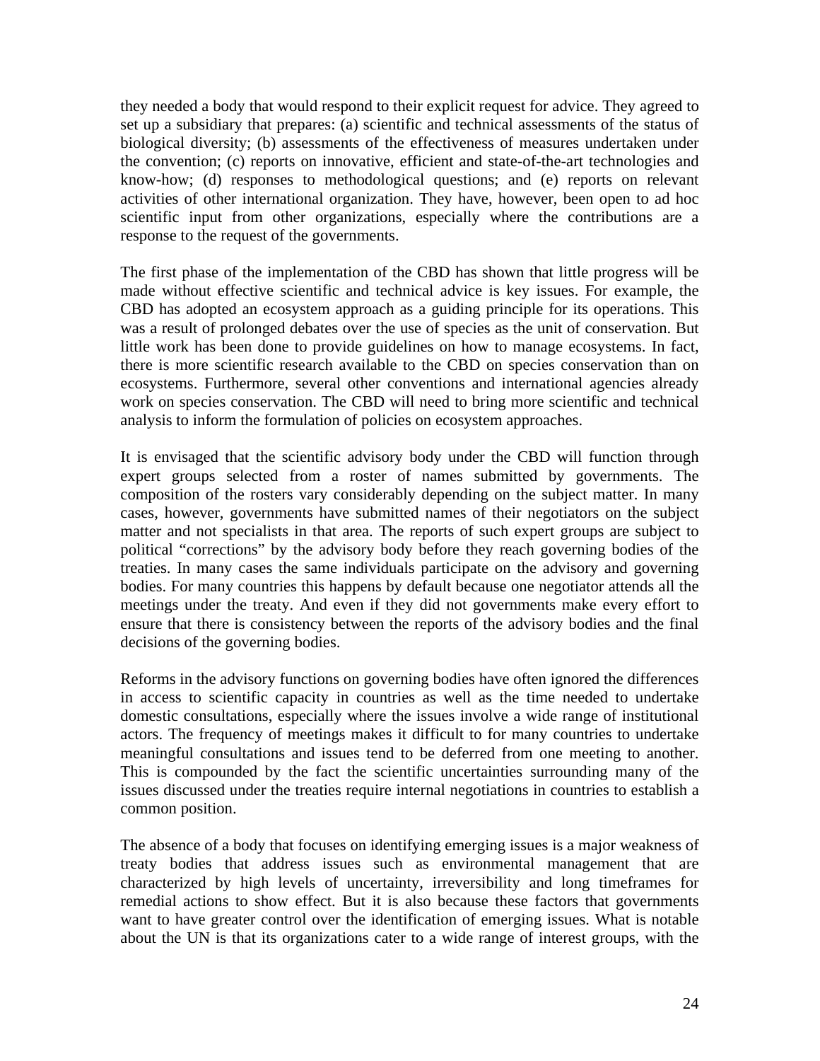they needed a body that would respond to their explicit request for advice. They agreed to set up a subsidiary that prepares: (a) scientific and technical assessments of the status of biological diversity; (b) assessments of the effectiveness of measures undertaken under the convention; (c) reports on innovative, efficient and state-of-the-art technologies and know-how; (d) responses to methodological questions; and (e) reports on relevant activities of other international organization. They have, however, been open to ad hoc scientific input from other organizations, especially where the contributions are a response to the request of the governments.

The first phase of the implementation of the CBD has shown that little progress will be made without effective scientific and technical advice is key issues. For example, the CBD has adopted an ecosystem approach as a guiding principle for its operations. This was a result of prolonged debates over the use of species as the unit of conservation. But little work has been done to provide guidelines on how to manage ecosystems. In fact, there is more scientific research available to the CBD on species conservation than on ecosystems. Furthermore, several other conventions and international agencies already work on species conservation. The CBD will need to bring more scientific and technical analysis to inform the formulation of policies on ecosystem approaches.

It is envisaged that the scientific advisory body under the CBD will function through expert groups selected from a roster of names submitted by governments. The composition of the rosters vary considerably depending on the subject matter. In many cases, however, governments have submitted names of their negotiators on the subject matter and not specialists in that area. The reports of such expert groups are subject to political "corrections" by the advisory body before they reach governing bodies of the treaties. In many cases the same individuals participate on the advisory and governing bodies. For many countries this happens by default because one negotiator attends all the meetings under the treaty. And even if they did not governments make every effort to ensure that there is consistency between the reports of the advisory bodies and the final decisions of the governing bodies.

Reforms in the advisory functions on governing bodies have often ignored the differences in access to scientific capacity in countries as well as the time needed to undertake domestic consultations, especially where the issues involve a wide range of institutional actors. The frequency of meetings makes it difficult to for many countries to undertake meaningful consultations and issues tend to be deferred from one meeting to another. This is compounded by the fact the scientific uncertainties surrounding many of the issues discussed under the treaties require internal negotiations in countries to establish a common position.

The absence of a body that focuses on identifying emerging issues is a major weakness of treaty bodies that address issues such as environmental management that are characterized by high levels of uncertainty, irreversibility and long timeframes for remedial actions to show effect. But it is also because these factors that governments want to have greater control over the identification of emerging issues. What is notable about the UN is that its organizations cater to a wide range of interest groups, with the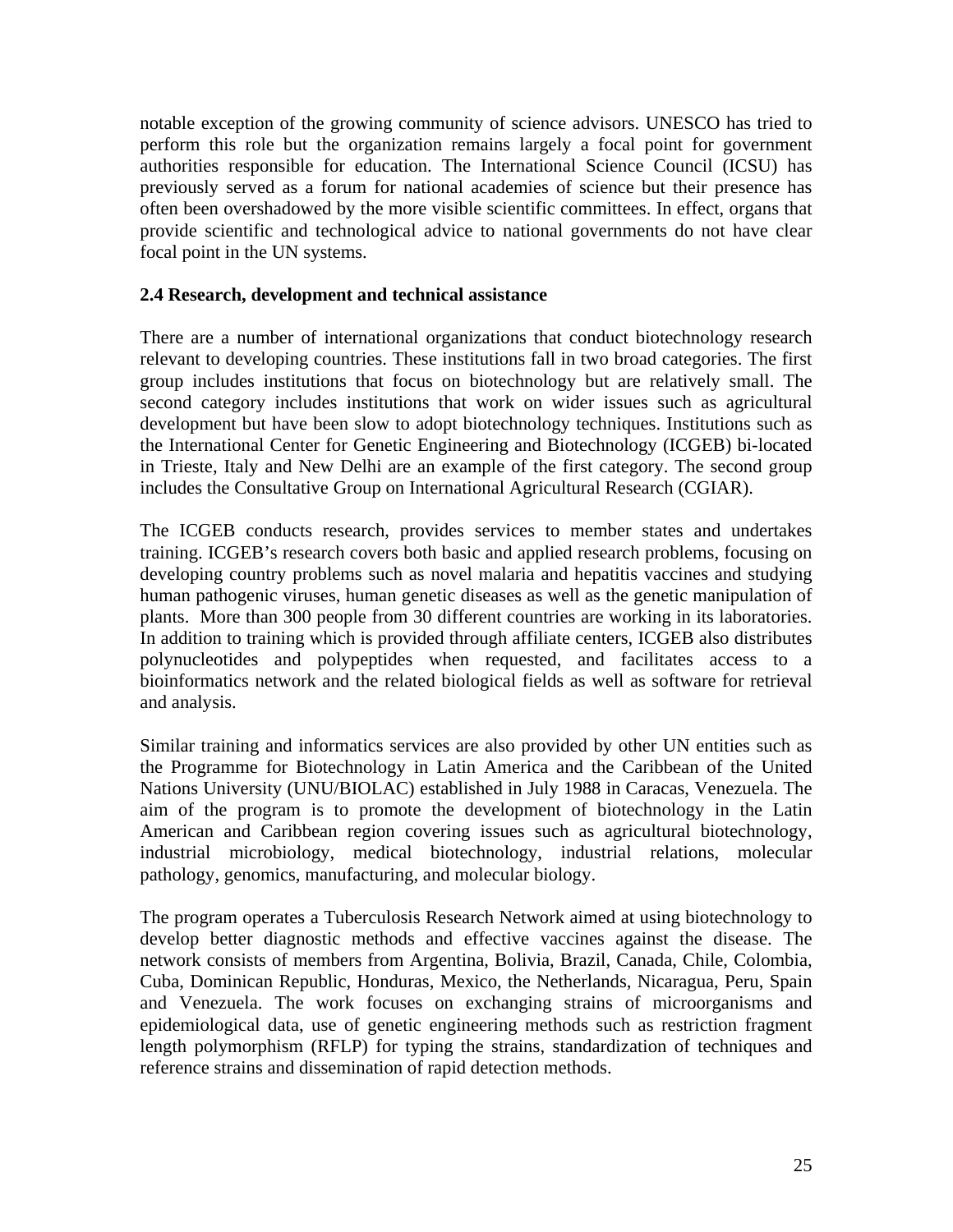notable exception of the growing community of science advisors. UNESCO has tried to perform this role but the organization remains largely a focal point for government authorities responsible for education. The International Science Council (ICSU) has previously served as a forum for national academies of science but their presence has often been overshadowed by the more visible scientific committees. In effect, organs that provide scientific and technological advice to national governments do not have clear focal point in the UN systems.

### 2.4 Research, development and technical assistance

There are a number of international organizations that conduct biotechnology research relevant to developing countries. These institutions fall in two broad categories. The first group includes institutions that focus on biotechnology but are relatively small. The second category includes institutions that work on wider issues such as agricultural development but have been slow to adopt biotechnology techniques. Institutions such as the International Center for Genetic Engineering and Biotechnology (ICGEB) bi-located in Trieste, Italy and New Delhi are an example of the first category. The second group includes the Consultative Group on International Agricultural Research (CGIAR).

The ICGEB conducts research, provides services to member states and undertakes training. ICGEB's research covers both basic and applied research problems, focusing on developing country problems such as novel malaria and hepatitis vaccines and studying human pathogenic viruses, human genetic diseases as well as the genetic manipulation of plants. More than 300 people from 30 different countries are working in its laboratories. In addition to training which is provided through affiliate centers, ICGEB also distributes polynucleotides and polypeptides when requested, and facilitates access to a bioinformatics network and the related biological fields as well as software for retrieval and analysis.

Similar training and informatics services are also provided by other UN entities such as the Programme for Biotechnology in Latin America and the Caribbean of the United Nations University (UNU/BIOLAC) established in July 1988 in Caracas, Venezuela. The aim of the program is to promote the development of biotechnology in the Latin American and Caribbean region covering issues such as agricultural biotechnology, industrial microbiology, medical biotechnology, industrial relations, molecular pathology, genomics, manufacturing, and molecular biology.

The program operates a Tuberculosis Research Network aimed at using biotechnology to develop better diagnostic methods and effective vaccines against the disease. The network consists of members from Argentina, Bolivia, Brazil, Canada, Chile, Colombia, Cuba, Dominican Republic, Honduras, Mexico, the Netherlands, Nicaragua, Peru, Spain and Venezuela. The work focuses on exchanging strains of microorganisms and epidemiological data, use of genetic engineering methods such as restriction fragment length polymorphism (RFLP) for typing the strains, standardization of techniques and reference strains and dissemination of rapid detection methods.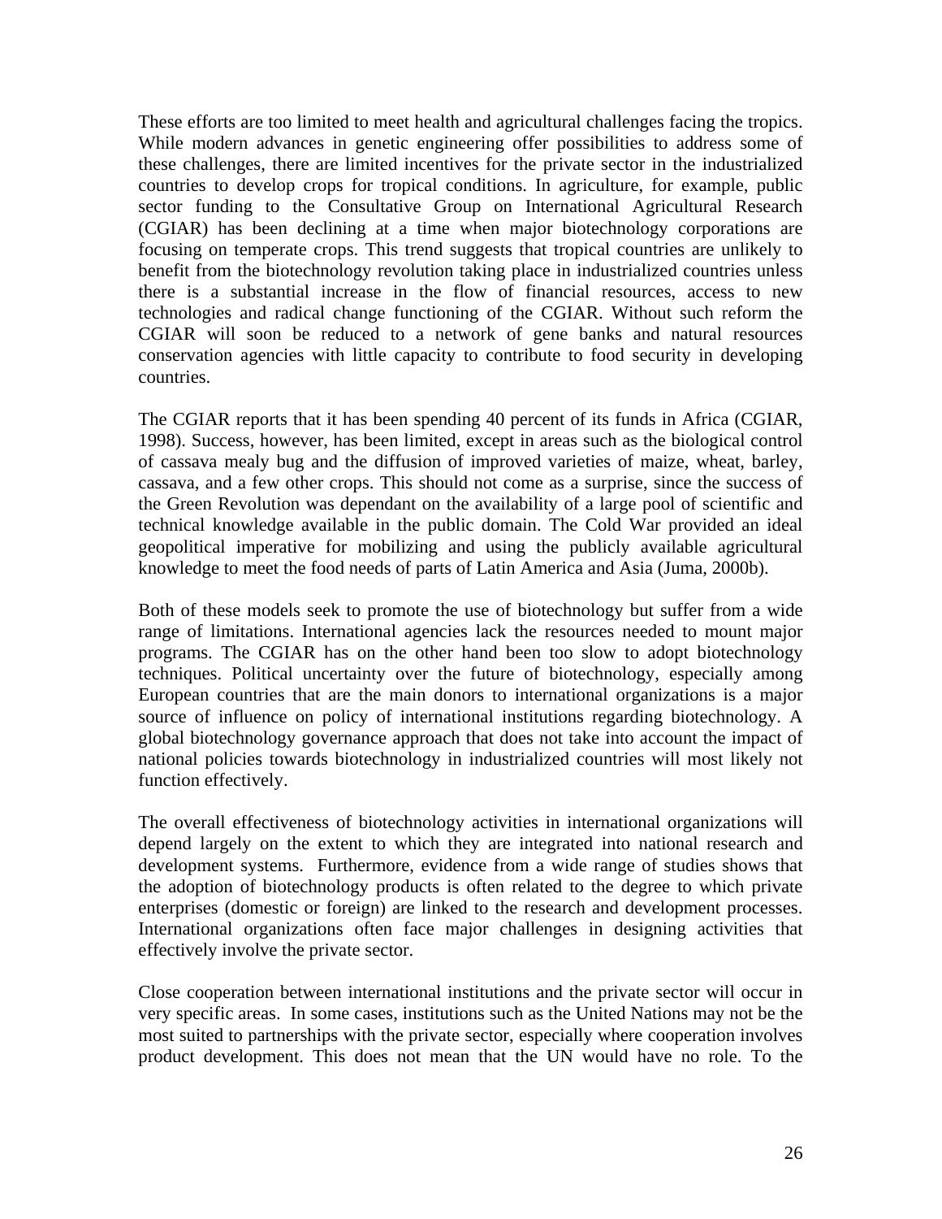These efforts are too limited to meet health and agricultural challenges facing the tropics. While modern advances in genetic engineering offer possibilities to address some of these challenges, there are limited incentives for the private sector in the industrialized countries to develop crops for tropical conditions. In agriculture, for example, public sector funding to the Consultative Group on International Agricultural Research (CGIAR) has been declining at a time when major biotechnology corporations are focusing on temperate crops. This trend suggests that tropical countries are unlikely to benefit from the biotechnology revolution taking place in industrialized countries unless there is a substantial increase in the flow of financial resources, access to new technologies and radical change functioning of the CGIAR. Without such reform the CGIAR will soon be reduced to a network of gene banks and natural resources conservation agencies with little capacity to contribute to food security in developing countries.

The CGIAR reports that it has been spending 40 percent of its funds in Africa (CGIAR, 1998). Success, however, has been limited, except in areas such as the biological control of cassava mealy bug and the diffusion of improved varieties of maize, wheat, barley, cassava, and a few other crops. This should not come as a surprise, since the success of the Green Revolution was dependant on the availability of a large pool of scientific and technical knowledge available in the public domain. The Cold War provided an ideal geopolitical imperative for mobilizing and using the publicly available agricultural knowledge to meet the food needs of parts of Latin America and Asia (Juma, 2000b).

Both of these models seek to promote the use of biotechnology but suffer from a wide range of limitations. International agencies lack the resources needed to mount major programs. The CGIAR has on the other hand been too slow to adopt biotechnology techniques. Political uncertainty over the future of biotechnology, especially among European countries that are the main donors to international organizations is a major source of influence on policy of international institutions regarding biotechnology. A global biotechnology governance approach that does not take into account the impact of national policies towards biotechnology in industrialized countries will most likely not function effectively.

The overall effectiveness of biotechnology activities in international organizations will depend largely on the extent to which they are integrated into national research and development systems. Furthermore, evidence from a wide range of studies shows that the adoption of biotechnology products is often related to the degree to which private enterprises (domestic or foreign) are linked to the research and development processes. International organizations often face major challenges in designing activities that effectively involve the private sector.

Close cooperation between international institutions and the private sector will occur in very specific areas. In some cases, institutions such as the United Nations may not be the most suited to partnerships with the private sector, especially where cooperation involves product development. This does not mean that the UN would have no role. To the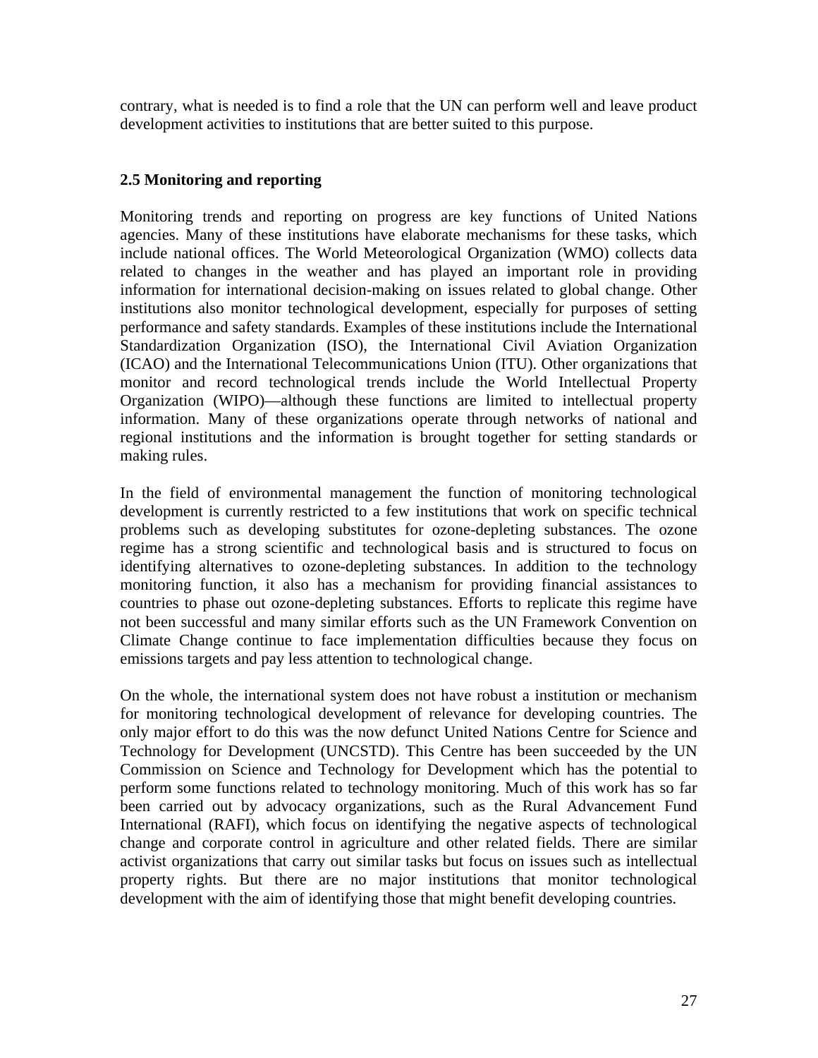contrary, what is needed is to find a role that the UN can perform well and leave product development activities to institutions that are better suited to this purpose.

### 2.5 Monitoring and reporting

Monitoring trends and reporting on progress are key functions of United Nations agencies. Many of these institutions have elaborate mechanisms for these tasks, which include national offices. The World Meteorological Organization (WMO) collects data related to changes in the weather and has played an important role in providing information for international decision-making on issues related to global change. Other institutions also monitor technological development, especially for purposes of setting performance and safety standards. Examples of these institutions include the International Standardization Organization (ISO), the International Civil Aviation Organization (ICAO) and the International Telecommunications Union (ITU). Other organizations that monitor and record technological trends include the World Intellectual Property Organization (WIPO)—although these functions are limited to intellectual property information. Many of these organizations operate through networks of national and regional institutions and the information is brought together for setting standards or making rules.

In the field of environmental management the function of monitoring technological development is currently restricted to a few institutions that work on specific technical problems such as developing substitutes for ozone-depleting substances. The ozone regime has a strong scientific and technological basis and is structured to focus on identifying alternatives to ozone-depleting substances. In addition to the technology monitoring function, it also has a mechanism for providing financial assistances to countries to phase out ozone-depleting substances. Efforts to replicate this regime have not been successful and many similar efforts such as the UN Framework Convention on Climate Change continue to face implementation difficulties because they focus on emissions targets and pay less attention to technological change.

On the whole, the international system does not have robust a institution or mechanism for monitoring technological development of relevance for developing countries. The only major effort to do this was the now defunct United Nations Centre for Science and Technology for Development (UNCSTD). This Centre has been succeeded by the UN Commission on Science and Technology for Development which has the potential to perform some functions related to technology monitoring. Much of this work has so far been carried out by advocacy organizations, such as the Rural Advancement Fund International (RAFI), which focus on identifying the negative aspects of technological change and corporate control in agriculture and other related fields. There are similar activist organizations that carry out similar tasks but focus on issues such as intellectual property rights. But there are no major institutions that monitor technological development with the aim of identifying those that might benefit developing countries.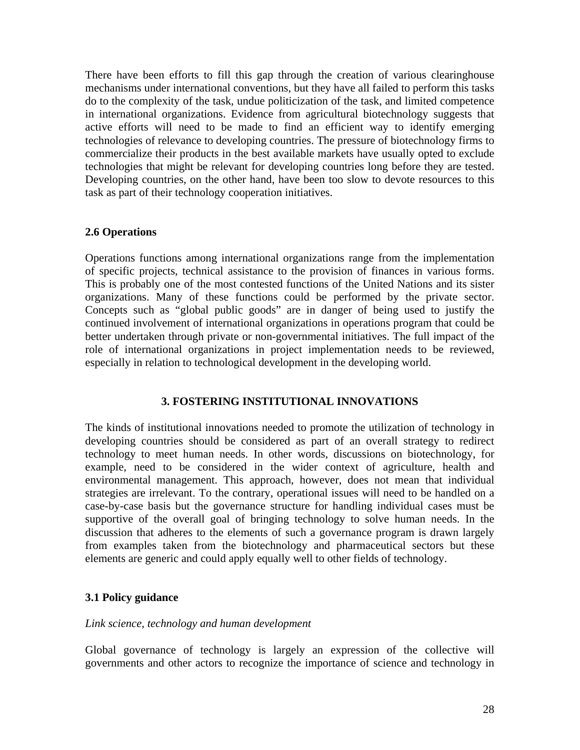There have been efforts to fill this gap through the creation of various clearinghouse mechanisms under international conventions, but they have all failed to perform this tasks do to the complexity of the task, undue politicization of the task, and limited competence in international organizations. Evidence from agricultural biotechnology suggests that active efforts will need to be made to find an efficient way to identify emerging technologies of relevance to developing countries. The pressure of biotechnology firms to commercialize their products in the best available markets have usually opted to exclude technologies that might be relevant for developing countries long before they are tested. Developing countries, on the other hand, have been too slow to devote resources to this task as part of their technology cooperation initiatives.

### 2.6 Operations

Operations functions among international organizations range from the implementation of specific projects, technical assistance to the provision of finances in various forms. This is probably one of the most contested functions of the United Nations and its sister organizations. Many of these functions could be performed by the private sector. Concepts such as "global public goods" are in danger of being used to justify the continued involvement of international organizations in operations program that could be better undertaken through private or non-governmental initiatives. The full impact of the role of international organizations in project implementation needs to be reviewed, especially in relation to technological development in the developing world.

## 3. FOSTERING INSTITUTIONAL INNOVATIONS

The kinds of institutional innovations needed to promote the utilization of technology in developing countries should be considered as part of an overall strategy to redirect technology to meet human needs. In other words, discussions on biotechnology, for example, need to be considered in the wider context of agriculture, health and environmental management. This approach, however, does not mean that individual strategies are irrelevant. To the contrary, operational issues will need to be handled on a case-by-case basis but the governance structure for handling individual cases must be supportive of the overall goal of bringing technology to solve human needs. In the discussion that adheres to the elements of such a governance program is drawn largely from examples taken from the biotechnology and pharmaceutical sectors but these elements are generic and could apply equally well to other fields of technology.

### 3.1 Policy guidance

*Link science, technology and human development*

Global governance of technology is largely an expression of the collective will governments and other actors to recognize the importance of science and technology in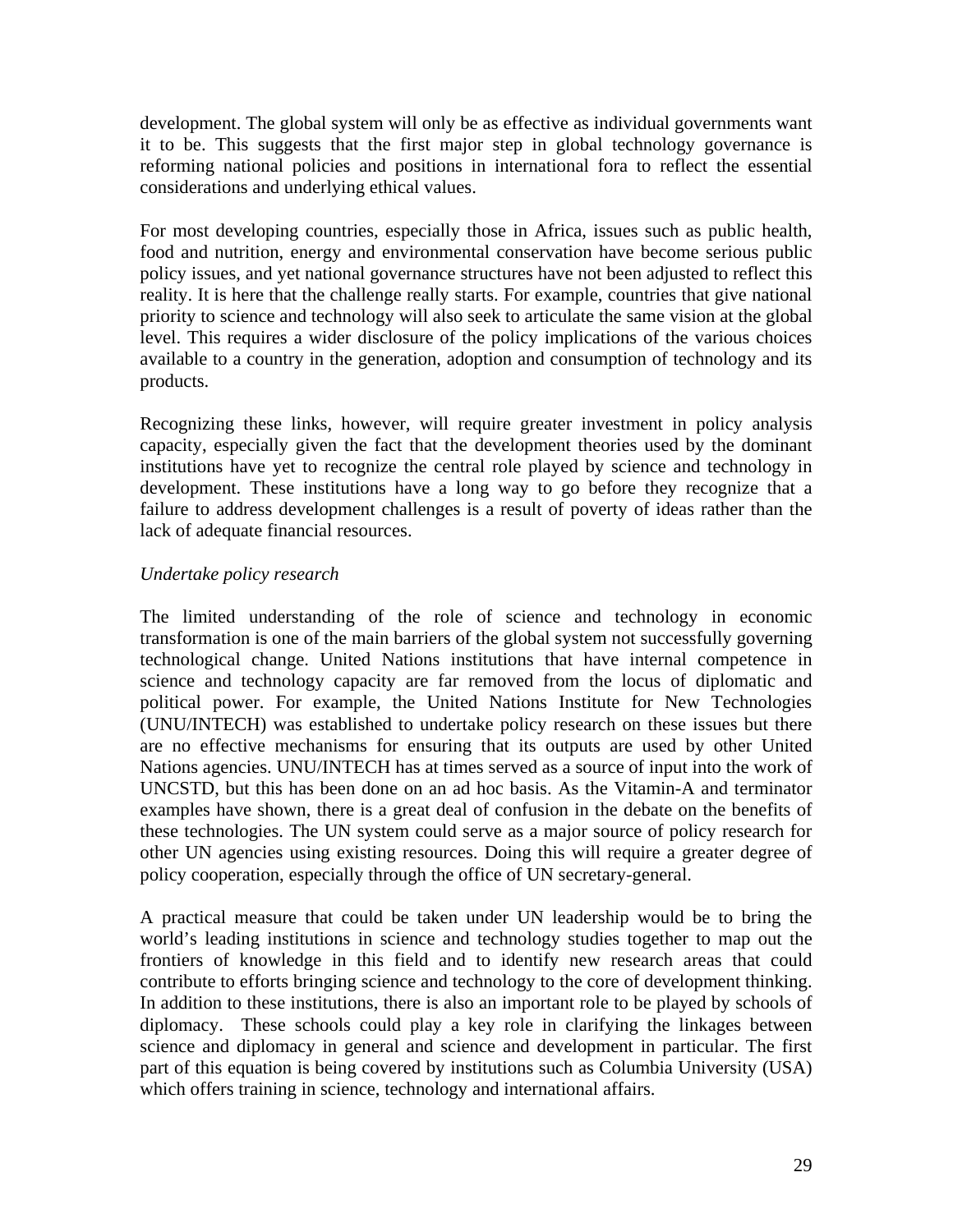development. The global system will only be as effective as individual governments want it to be. This suggests that the first major step in global technology governance is reforming national policies and positions in international fora to reflect the essential considerations and underlying ethical values.

For most developing countries, especially those in Africa, issues such as public health, food and nutrition, energy and environmental conservation have become serious public policy issues, and yet national governance structures have not been adjusted to reflect this reality. It is here that the challenge really starts. For example, countries that give national priority to science and technology will also seek to articulate the same vision at the global level. This requires a wider disclosure of the policy implications of the various choices available to a country in the generation, adoption and consumption of technology and its products.

Recognizing these links, however, will require greater investment in policy analysis capacity, especially given the fact that the development theories used by the dominant institutions have yet to recognize the central role played by science and technology in development. These institutions have a long way to go before they recognize that a failure to address development challenges is a result of poverty of ideas rather than the lack of adequate financial resources.

*Undertake policy research*

The limited understanding of the role of science and technology in economic transformation is one of the main barriers of the global system not successfully governing technological change. United Nations institutions that have internal competence in science and technology capacity are far removed from the locus of diplomatic and political power. For example, the United Nations Institute for New Technologies (UNU/INTECH) was established to undertake policy research on these issues but there are no effective mechanisms for ensuring that its outputs are used by other United Nations agencies. UNU/INTECH has at times served as a source of input into the work of UNCSTD, but this has been done on an ad hoc basis. As the Vitamin-A and terminator examples have shown, there is a great deal of confusion in the debate on the benefits of these technologies. The UN system could serve as a major source of policy research for other UN agencies using existing resources. Doing this will require a greater degree of policy cooperation, especially through the office of UN secretary-general.

A practical measure that could be taken under UN leadership would be to bring the world's leading institutions in science and technology studies together to map out the frontiers of knowledge in this field and to identify new research areas that could contribute to efforts bringing science and technology to the core of development thinking. In addition to these institutions, there is also an important role to be played by schools of diplomacy. These schools could play a key role in clarifying the linkages between science and diplomacy in general and science and development in particular. The first part of this equation is being covered by institutions such as Columbia University (USA) which offers training in science, technology and international affairs.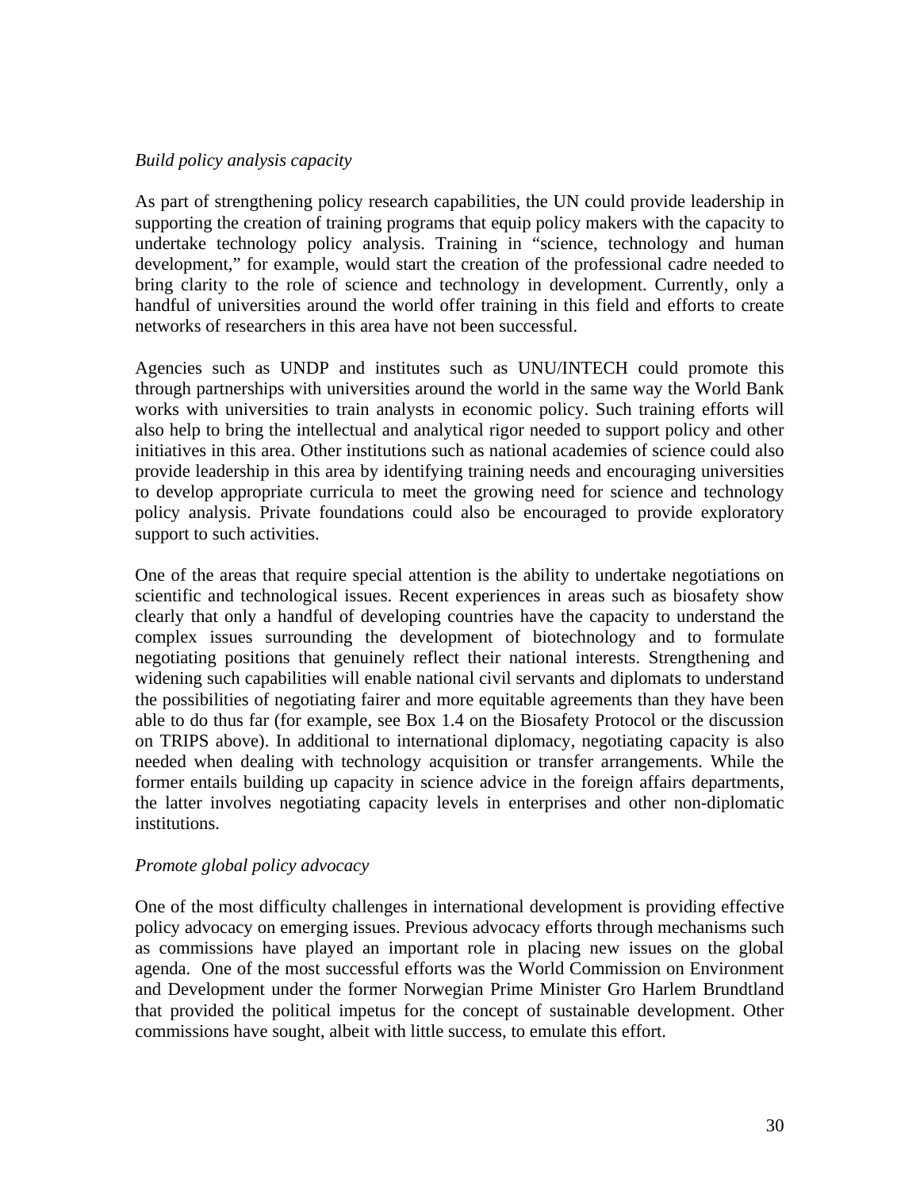*Build policy analysis capacity*

As part of strengthening policy research capabilities, the UN could provide leadership in supporting the creation of training programs that equip policy makers with the capacity to undertake technology policy analysis. Training in "science, technology and human development," for example, would start the creation of the professional cadre needed to bring clarity to the role of science and technology in development. Currently, only a handful of universities around the world offer training in this field and efforts to create networks of researchers in this area have not been successful.

Agencies such as UNDP and institutes such as UNU/INTECH could promote this through partnerships with universities around the world in the same way the World Bank works with universities to train analysts in economic policy. Such training efforts will also help to bring the intellectual and analytical rigor needed to support policy and other initiatives in this area. Other institutions such as national academies of science could also provide leadership in this area by identifying training needs and encouraging universities to develop appropriate curricula to meet the growing need for science and technology policy analysis. Private foundations could also be encouraged to provide exploratory support to such activities.

One of the areas that require special attention is the ability to undertake negotiations on scientific and technological issues. Recent experiences in areas such as biosafety show clearly that only a handful of developing countries have the capacity to understand the complex issues surrounding the development of biotechnology and to formulate negotiating positions that genuinely reflect their national interests. Strengthening and widening such capabilities will enable national civil servants and diplomats to understand the possibilities of negotiating fairer and more equitable agreements than they have been able to do thus far (for example, see Box 1.4 on the Biosafety Protocol or the discussion on TRIPS above). In additional to international diplomacy, negotiating capacity is also needed when dealing with technology acquisition or transfer arrangements. While the former entails building up capacity in science advice in the foreign affairs departments, the latter involves negotiating capacity levels in enterprises and other non-diplomatic institutions.

*Promote global policy advocacy*

One of the most difficulty challenges in international development is providing effective policy advocacy on emerging issues. Previous advocacy efforts through mechanisms such as commissions have played an important role in placing new issues on the global agenda. One of the most successful efforts was the World Commission on Environment and Development under the former Norwegian Prime Minister Gro Harlem Brundtland that provided the political impetus for the concept of sustainable development. Other commissions have sought, albeit with little success, to emulate this effort.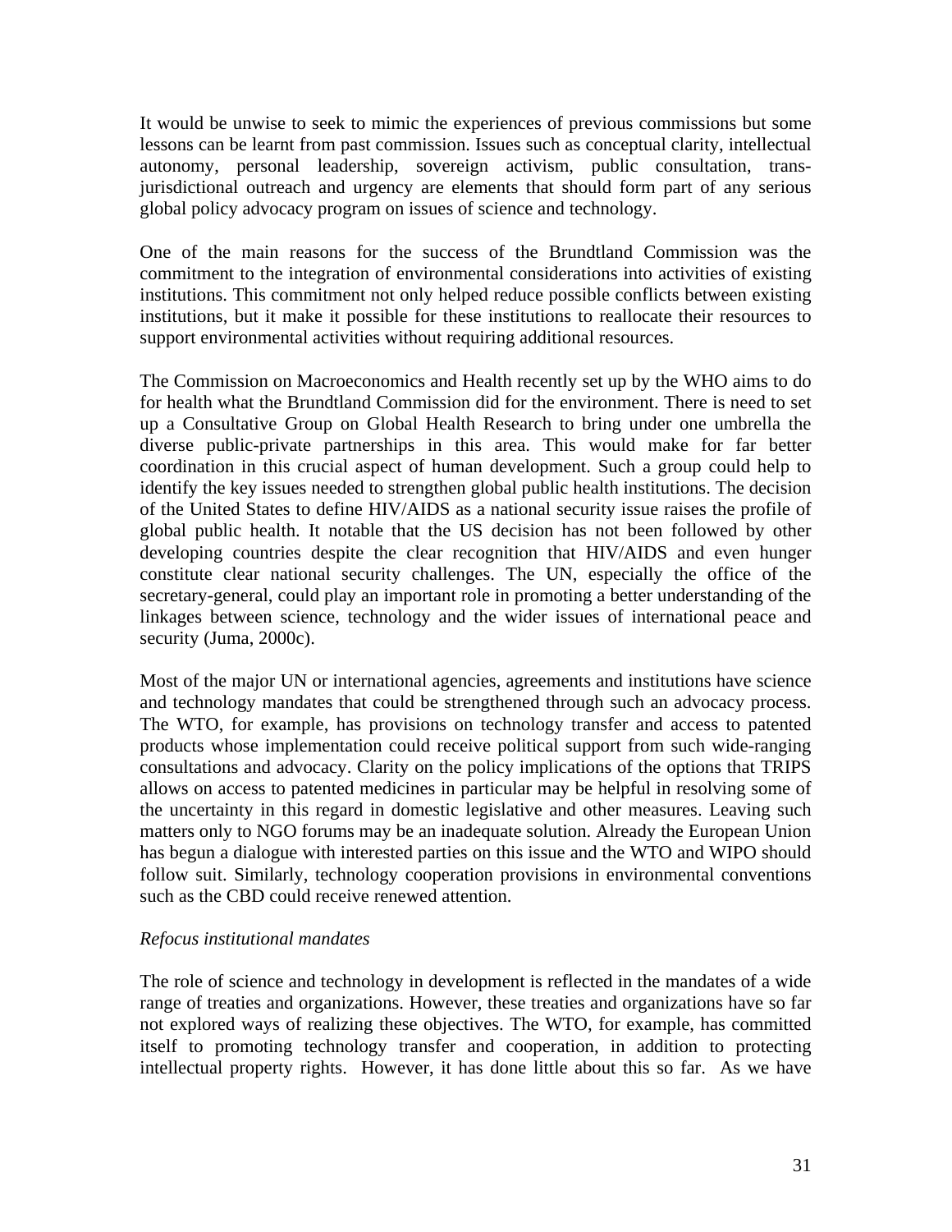It would be unwise to seek to mimic the experiences of previous commissions but some lessons can be learnt from past commission. Issues such as conceptual clarity, intellectual autonomy, personal leadership, sovereign activism, public consultation, trans-jurisdictional outreach and urgency are elements that should form part of any serious global policy advocacy program on issues of science and technology.

One of the main reasons for the success of the Brundtland Commission was the commitment to the integration of environmental considerations into activities of existing institutions. This commitment not only helped reduce possible conflicts between existing institutions, but it make it possible for these institutions to reallocate their resources to support environmental activities without requiring additional resources.

The Commission on Macroeconomics and Health recently set up by the WHO aims to do for health what the Brundtland Commission did for the environment. There is need to set up a Consultative Group on Global Health Research to bring under one umbrella the diverse public-private partnerships in this area. This would make for far better coordination in this crucial aspect of human development. Such a group could help to identify the key issues needed to strengthen global public health institutions. The decision of the United States to define HIV/AIDS as a national security issue raises the profile of global public health. It notable that the US decision has not been followed by other developing countries despite the clear recognition that HIV/AIDS and even hunger constitute clear national security challenges. The UN, especially the office of the secretary-general, could play an important role in promoting a better understanding of the linkages between science, technology and the wider issues of international peace and security (Juma, 2000c).

Most of the major UN or international agencies, agreements and institutions have science and technology mandates that could be strengthened through such an advocacy process. The WTO, for example, has provisions on technology transfer and access to patented products whose implementation could receive political support from such wide-ranging consultations and advocacy. Clarity on the policy implications of the options that TRIPS allows on access to patented medicines in particular may be helpful in resolving some of the uncertainty in this regard in domestic legislative and other measures. Leaving such matters only to NGO forums may be an inadequate solution. Already the European Union has begun a dialogue with interested parties on this issue and the WTO and WIPO should follow suit. Similarly, technology cooperation provisions in environmental conventions such as the CBD could receive renewed attention.

*Refocus institutional mandates*

The role of science and technology in development is reflected in the mandates of a wide range of treaties and organizations. However, these treaties and organizations have so far not explored ways of realizing these objectives. The WTO, for example, has committed itself to promoting technology transfer and cooperation, in addition to protecting intellectual property rights. However, it has done little about this so far. As we have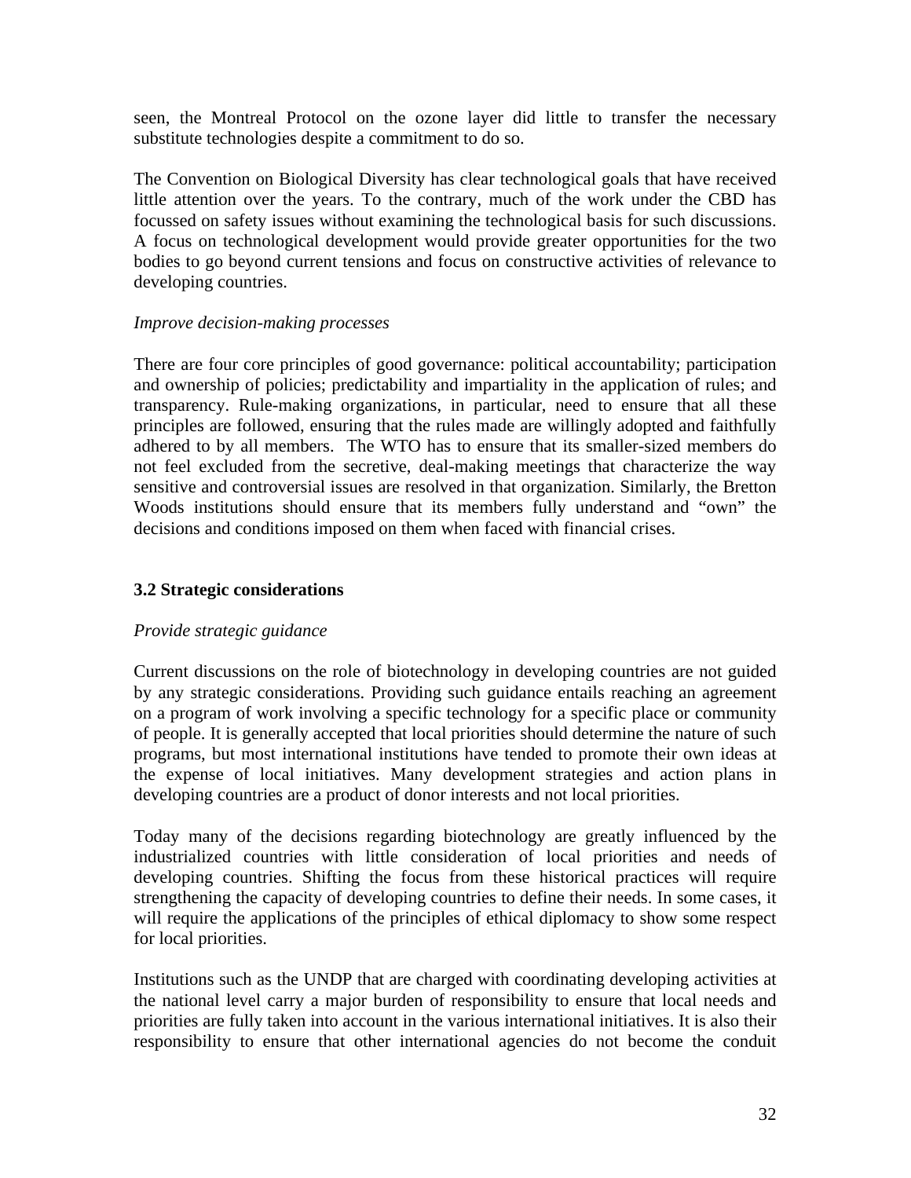seen, the Montreal Protocol on the ozone layer did little to transfer the necessary substitute technologies despite a commitment to do so.

The Convention on Biological Diversity has clear technological goals that have received little attention over the years. To the contrary, much of the work under the CBD has focussed on safety issues without examining the technological basis for such discussions. A focus on technological development would provide greater opportunities for the two bodies to go beyond current tensions and focus on constructive activities of relevance to developing countries.

*Improve decision-making processes*

There are four core principles of good governance: political accountability; participation and ownership of policies; predictability and impartiality in the application of rules; and transparency. Rule-making organizations, in particular, need to ensure that all these principles are followed, ensuring that the rules made are willingly adopted and faithfully adhered to by all members. The WTO has to ensure that its smaller-sized members do not feel excluded from the secretive, deal-making meetings that characterize the way sensitive and controversial issues are resolved in that organization. Similarly, the Bretton Woods institutions should ensure that its members fully understand and "own" the decisions and conditions imposed on them when faced with financial crises.

### 3.2 Strategic considerations

*Provide strategic guidance*

Current discussions on the role of biotechnology in developing countries are not guided by any strategic considerations. Providing such guidance entails reaching an agreement on a program of work involving a specific technology for a specific place or community of people. It is generally accepted that local priorities should determine the nature of such programs, but most international institutions have tended to promote their own ideas at the expense of local initiatives. Many development strategies and action plans in developing countries are a product of donor interests and not local priorities.

Today many of the decisions regarding biotechnology are greatly influenced by the industrialized countries with little consideration of local priorities and needs of developing countries. Shifting the focus from these historical practices will require strengthening the capacity of developing countries to define their needs. In some cases, it will require the applications of the principles of ethical diplomacy to show some respect for local priorities.

Institutions such as the UNDP that are charged with coordinating developing activities at the national level carry a major burden of responsibility to ensure that local needs and priorities are fully taken into account in the various international initiatives. It is also their responsibility to ensure that other international agencies do not become the conduit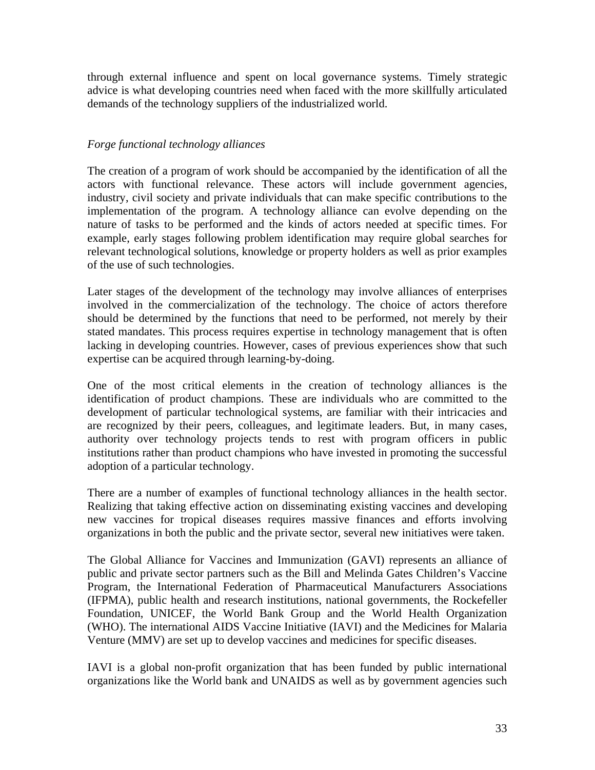through external influence and spent on local governance systems. Timely strategic advice is what developing countries need when faced with the more skillfully articulated demands of the technology suppliers of the industrialized world.

*Forge functional technology alliances*

The creation of a program of work should be accompanied by the identification of all the actors with functional relevance. These actors will include government agencies, industry, civil society and private individuals that can make specific contributions to the implementation of the program. A technology alliance can evolve depending on the nature of tasks to be performed and the kinds of actors needed at specific times. For example, early stages following problem identification may require global searches for relevant technological solutions, knowledge or property holders as well as prior examples of the use of such technologies.

Later stages of the development of the technology may involve alliances of enterprises involved in the commercialization of the technology. The choice of actors therefore should be determined by the functions that need to be performed, not merely by their stated mandates. This process requires expertise in technology management that is often lacking in developing countries. However, cases of previous experiences show that such expertise can be acquired through learning-by-doing.

One of the most critical elements in the creation of technology alliances is the identification of product champions. These are individuals who are committed to the development of particular technological systems, are familiar with their intricacies and are recognized by their peers, colleagues, and legitimate leaders. But, in many cases, authority over technology projects tends to rest with program officers in public institutions rather than product champions who have invested in promoting the successful adoption of a particular technology.

There are a number of examples of functional technology alliances in the health sector. Realizing that taking effective action on disseminating existing vaccines and developing new vaccines for tropical diseases requires massive finances and efforts involving organizations in both the public and the private sector, several new initiatives were taken.

The Global Alliance for Vaccines and Immunization (GAVI) represents an alliance of public and private sector partners such as the Bill and Melinda Gates Children's Vaccine Program, the International Federation of Pharmaceutical Manufacturers Associations (IFPMA), public health and research institutions, national governments, the Rockefeller Foundation, UNICEF, the World Bank Group and the World Health Organization (WHO). The international AIDS Vaccine Initiative (IAVI) and the Medicines for Malaria Venture (MMV) are set up to develop vaccines and medicines for specific diseases.

IAVI is a global non-profit organization that has been funded by public international organizations like the World bank and UNAIDS as well as by government agencies such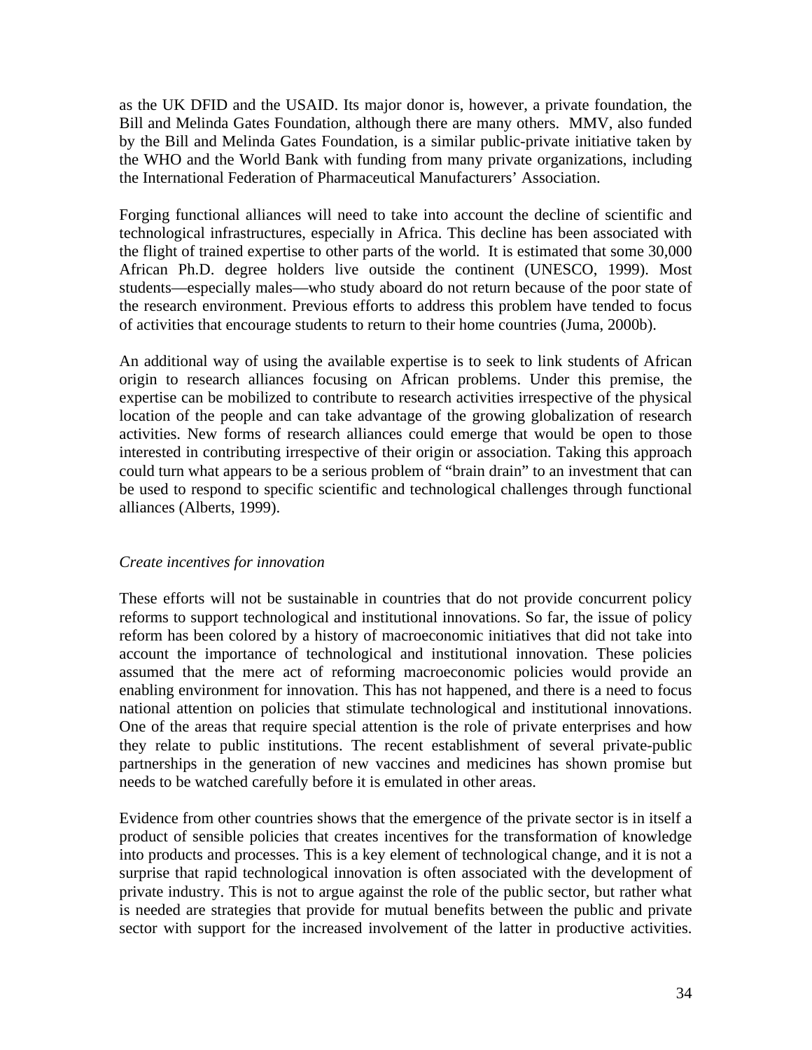as the UK DFID and the USAID. Its major donor is, however, a private foundation, the Bill and Melinda Gates Foundation, although there are many others. MMV, also funded by the Bill and Melinda Gates Foundation, is a similar public-private initiative taken by the WHO and the World Bank with funding from many private organizations, including the International Federation of Pharmaceutical Manufacturers' Association.

Forging functional alliances will need to take into account the decline of scientific and technological infrastructures, especially in Africa. This decline has been associated with the flight of trained expertise to other parts of the world. It is estimated that some 30,000 African Ph.D. degree holders live outside the continent (UNESCO, 1999). Most students—especially males—who study aboard do not return because of the poor state of the research environment. Previous efforts to address this problem have tended to focus of activities that encourage students to return to their home countries (Juma, 2000b).

An additional way of using the available expertise is to seek to link students of African origin to research alliances focusing on African problems. Under this premise, the expertise can be mobilized to contribute to research activities irrespective of the physical location of the people and can take advantage of the growing globalization of research activities. New forms of research alliances could emerge that would be open to those interested in contributing irrespective of their origin or association. Taking this approach could turn what appears to be a serious problem of "brain drain" to an investment that can be used to respond to specific scientific and technological challenges through functional alliances (Alberts, 1999).

*Create incentives for innovation*

These efforts will not be sustainable in countries that do not provide concurrent policy reforms to support technological and institutional innovations. So far, the issue of policy reform has been colored by a history of macroeconomic initiatives that did not take into account the importance of technological and institutional innovation. These policies assumed that the mere act of reforming macroeconomic policies would provide an enabling environment for innovation. This has not happened, and there is a need to focus national attention on policies that stimulate technological and institutional innovations. One of the areas that require special attention is the role of private enterprises and how they relate to public institutions. The recent establishment of several private-public partnerships in the generation of new vaccines and medicines has shown promise but needs to be watched carefully before it is emulated in other areas.

Evidence from other countries shows that the emergence of the private sector is in itself a product of sensible policies that creates incentives for the transformation of knowledge into products and processes. This is a key element of technological change, and it is not a surprise that rapid technological innovation is often associated with the development of private industry. This is not to argue against the role of the public sector, but rather what is needed are strategies that provide for mutual benefits between the public and private sector with support for the increased involvement of the latter in productive activities.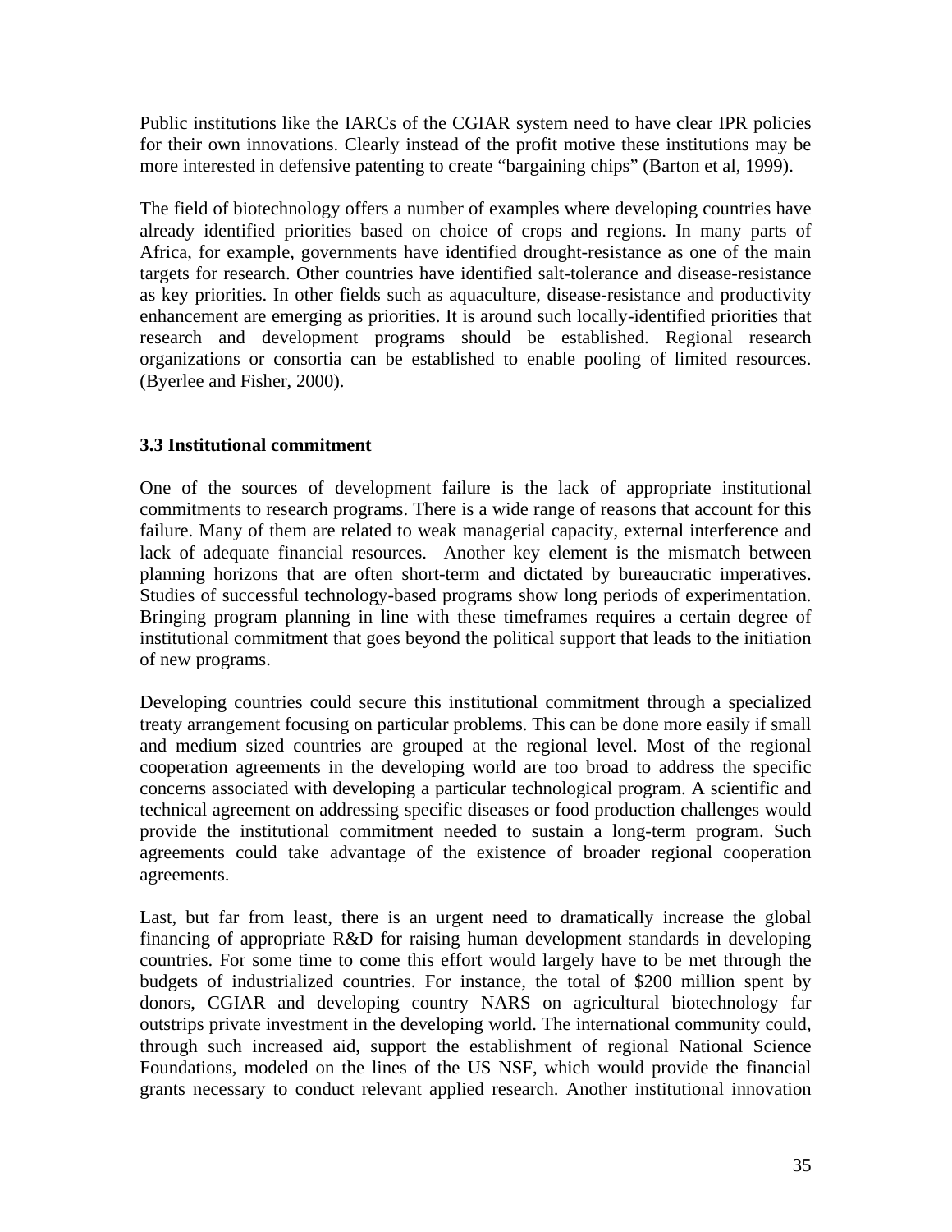Public institutions like the IARCs of the CGIAR system need to have clear IPR policies for their own innovations. Clearly instead of the profit motive these institutions may be more interested in defensive patenting to create "bargaining chips" (Barton et al, 1999).

The field of biotechnology offers a number of examples where developing countries have already identified priorities based on choice of crops and regions. In many parts of Africa, for example, governments have identified drought-resistance as one of the main targets for research. Other countries have identified salt-tolerance and disease-resistance as key priorities. In other fields such as aquaculture, disease-resistance and productivity enhancement are emerging as priorities. It is around such locally-identified priorities that research and development programs should be established. Regional research organizations or consortia can be established to enable pooling of limited resources. (Byerlee and Fisher, 2000).

### 3.3 Institutional commitment

One of the sources of development failure is the lack of appropriate institutional commitments to research programs. There is a wide range of reasons that account for this failure. Many of them are related to weak managerial capacity, external interference and lack of adequate financial resources. Another key element is the mismatch between planning horizons that are often short-term and dictated by bureaucratic imperatives. Studies of successful technology-based programs show long periods of experimentation. Bringing program planning in line with these timeframes requires a certain degree of institutional commitment that goes beyond the political support that leads to the initiation of new programs.

Developing countries could secure this institutional commitment through a specialized treaty arrangement focusing on particular problems. This can be done more easily if small and medium sized countries are grouped at the regional level. Most of the regional cooperation agreements in the developing world are too broad to address the specific concerns associated with developing a particular technological program. A scientific and technical agreement on addressing specific diseases or food production challenges would provide the institutional commitment needed to sustain a long-term program. Such agreements could take advantage of the existence of broader regional cooperation agreements.

Last, but far from least, there is an urgent need to dramatically increase the global financing of appropriate R&D for raising human development standards in developing countries. For some time to come this effort would largely have to be met through the budgets of industrialized countries. For instance, the total of $200 million spent by donors, CGIAR and developing country NARS on agricultural biotechnology far outstrips private investment in the developing world. The international community could, through such increased aid, support the establishment of regional National Science Foundations, modeled on the lines of the US NSF, which would provide the financial grants necessary to conduct relevant applied research. Another institutional innovation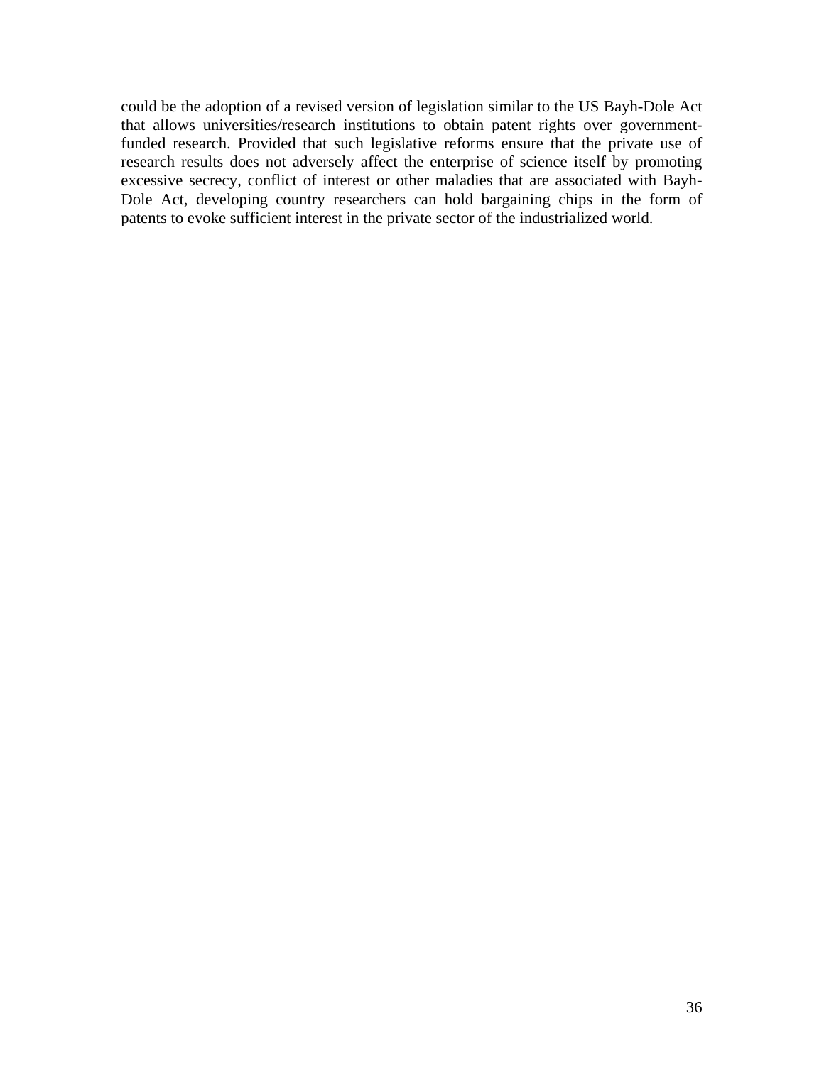could be the adoption of a revised version of legislation similar to the US Bayh-Dole Act that allows universities/research institutions to obtain patent rights over government-funded research. Provided that such legislative reforms ensure that the private use of research results does not adversely affect the enterprise of science itself by promoting excessive secrecy, conflict of interest or other maladies that are associated with Bayh-Dole Act, developing country researchers can hold bargaining chips in the form of patents to evoke sufficient interest in the private sector of the industrialized world.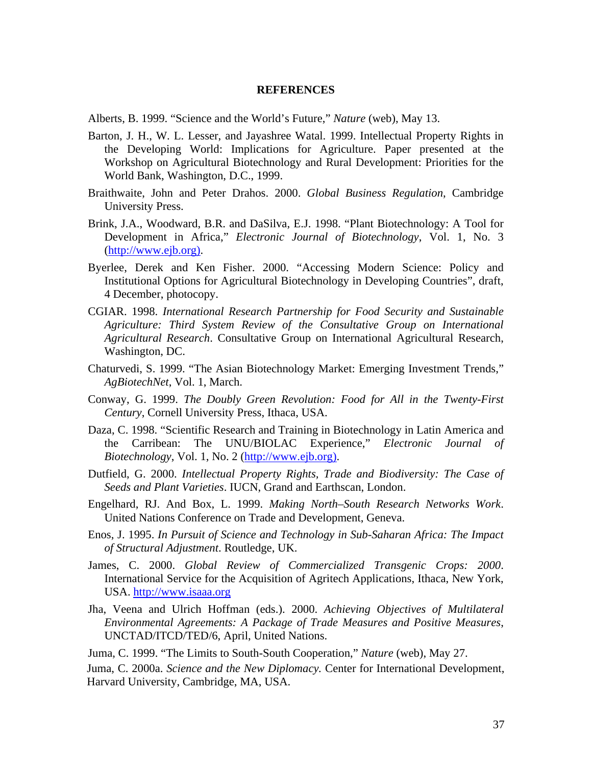## REFERENCES

Alberts, B. 1999. "Science and the World's Future," *Nature* (web), May 13.

Barton, J. H., W. L. Lesser, and Jayashree Watal. 1999. Intellectual Property Rights in the Developing World: Implications for Agriculture. Paper presented at the Workshop on Agricultural Biotechnology and Rural Development: Priorities for the World Bank, Washington, D.C., 1999.

Braithwaite, John and Peter Drahos. 2000. *Global Business Regulation*, Cambridge University Press.

Brink, J.A., Woodward, B.R. and DaSilva, E.J. 1998. "Plant Biotechnology: A Tool for Development in Africa," *Electronic Journal of Biotechnology*, Vol. 1, No. 3 (http://www.ejb.org).

Byerlee, Derek and Ken Fisher. 2000. "Accessing Modern Science: Policy and Institutional Options for Agricultural Biotechnology in Developing Countries", draft, 4 December, photocopy.

CGIAR. 1998. *International Research Partnership for Food Security and Sustainable Agriculture: Third System Review of the Consultative Group on International Agricultural Research*. Consultative Group on International Agricultural Research, Washington, DC.

Chaturvedi, S. 1999. "The Asian Biotechnology Market: Emerging Investment Trends," *AgBiotechNet*, Vol. 1, March.

Conway, G. 1999. *The Doubly Green Revolution: Food for All in the Twenty-First Century*, Cornell University Press, Ithaca, USA.

Daza, C. 1998. "Scientific Research and Training in Biotechnology in Latin America and the Carribean: The UNU/BIOLAC Experience," *Electronic Journal of Biotechnology*, Vol. 1, No. 2 (http://www.ejb.org).

Dutfield, G. 2000. *Intellectual Property Rights, Trade and Biodiversity: The Case of Seeds and Plant Varieties*. IUCN, Grand and Earthscan, London.

Engelhard, RJ. And Box, L. 1999. *Making North–South Research Networks Work*. United Nations Conference on Trade and Development, Geneva.

Enos, J. 1995. *In Pursuit of Science and Technology in Sub-Saharan Africa: The Impact of Structural Adjustment*. Routledge, UK.

James, C. 2000. *Global Review of Commercialized Transgenic Crops: 2000*. International Service for the Acquisition of Agritech Applications, Ithaca, New York, USA. http://www.isaaa.org

Jha, Veena and Ulrich Hoffman (eds.). 2000. *Achieving Objectives of Multilateral Environmental Agreements: A Package of Trade Measures and Positive Measures*, UNCTAD/ITCD/TED/6, April, United Nations.

Juma, C. 1999. "The Limits to South-South Cooperation," *Nature* (web), May 27.

Juma, C. 2000a. *Science and the New Diplomacy.* Center for International Development, Harvard University, Cambridge, MA, USA.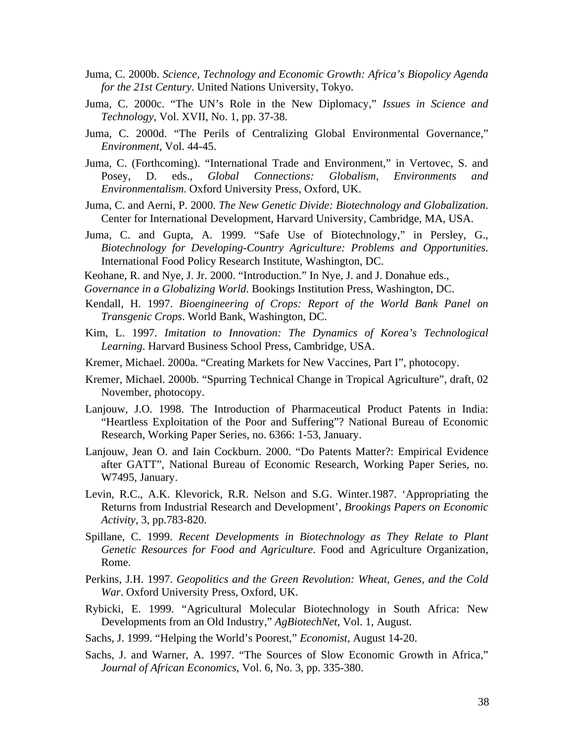Juma, C. 2000b. *Science, Technology and Economic Growth: Africa's Biopolicy Agenda for the 21st Century*. United Nations University, Tokyo.

Juma, C. 2000c. "The UN's Role in the New Diplomacy," *Issues in Science and Technology*, Vol. XVII, No. 1, pp. 37-38.

Juma, C. 2000d. "The Perils of Centralizing Global Environmental Governance," *Environment*, Vol. 44-45.

Juma, C. (Forthcoming). "International Trade and Environment," in Vertovec, S. and Posey, D. eds., *Global Connections: Globalism, Environments and Environmentalism*. Oxford University Press, Oxford, UK.

Juma, C. and Aerni, P. 2000. *The New Genetic Divide: Biotechnology and Globalization*. Center for International Development, Harvard University, Cambridge, MA, USA.

Juma, C. and Gupta, A. 1999. "Safe Use of Biotechnology," in Persley, G., *Biotechnology for Developing-Country Agriculture: Problems and Opportunities*. International Food Policy Research Institute, Washington, DC.

Keohane, R. and Nye, J. Jr. 2000. "Introduction." In Nye, J. and J. Donahue eds., *Governance in a Globalizing World*. Bookings Institution Press, Washington, DC.

Kendall, H. 1997. *Bioengineering of Crops: Report of the World Bank Panel on Transgenic Crops*. World Bank, Washington, DC.

Kim, L. 1997. *Imitation to Innovation: The Dynamics of Korea's Technological Learning*. Harvard Business School Press, Cambridge, USA.

Kremer, Michael. 2000a. "Creating Markets for New Vaccines, Part I", photocopy.

Kremer, Michael. 2000b. "Spurring Technical Change in Tropical Agriculture", draft, 02 November, photocopy.

Lanjouw, J.O. 1998. The Introduction of Pharmaceutical Product Patents in India: "Heartless Exploitation of the Poor and Suffering"? National Bureau of Economic Research, Working Paper Series, no. 6366: 1-53, January.

Lanjouw, Jean O. and Iain Cockburn. 2000. "Do Patents Matter?: Empirical Evidence after GATT", National Bureau of Economic Research, Working Paper Series, no. W7495, January.

Levin, R.C., A.K. Klevorick, R.R. Nelson and S.G. Winter.1987. 'Appropriating the Returns from Industrial Research and Development', *Brookings Papers on Economic Activity*, 3, pp.783-820.

Spillane, C. 1999. *Recent Developments in Biotechnology as They Relate to Plant Genetic Resources for Food and Agriculture*. Food and Agriculture Organization, Rome.

Perkins, J.H. 1997. *Geopolitics and the Green Revolution: Wheat, Genes, and the Cold War*. Oxford University Press, Oxford, UK.

Rybicki, E. 1999. "Agricultural Molecular Biotechnology in South Africa: New Developments from an Old Industry," *AgBiotechNet*, Vol. 1, August.

Sachs, J. 1999. "Helping the World's Poorest," *Economist*, August 14-20.

Sachs, J. and Warner, A. 1997. "The Sources of Slow Economic Growth in Africa," *Journal of African Economics*, Vol. 6, No. 3, pp. 335-380.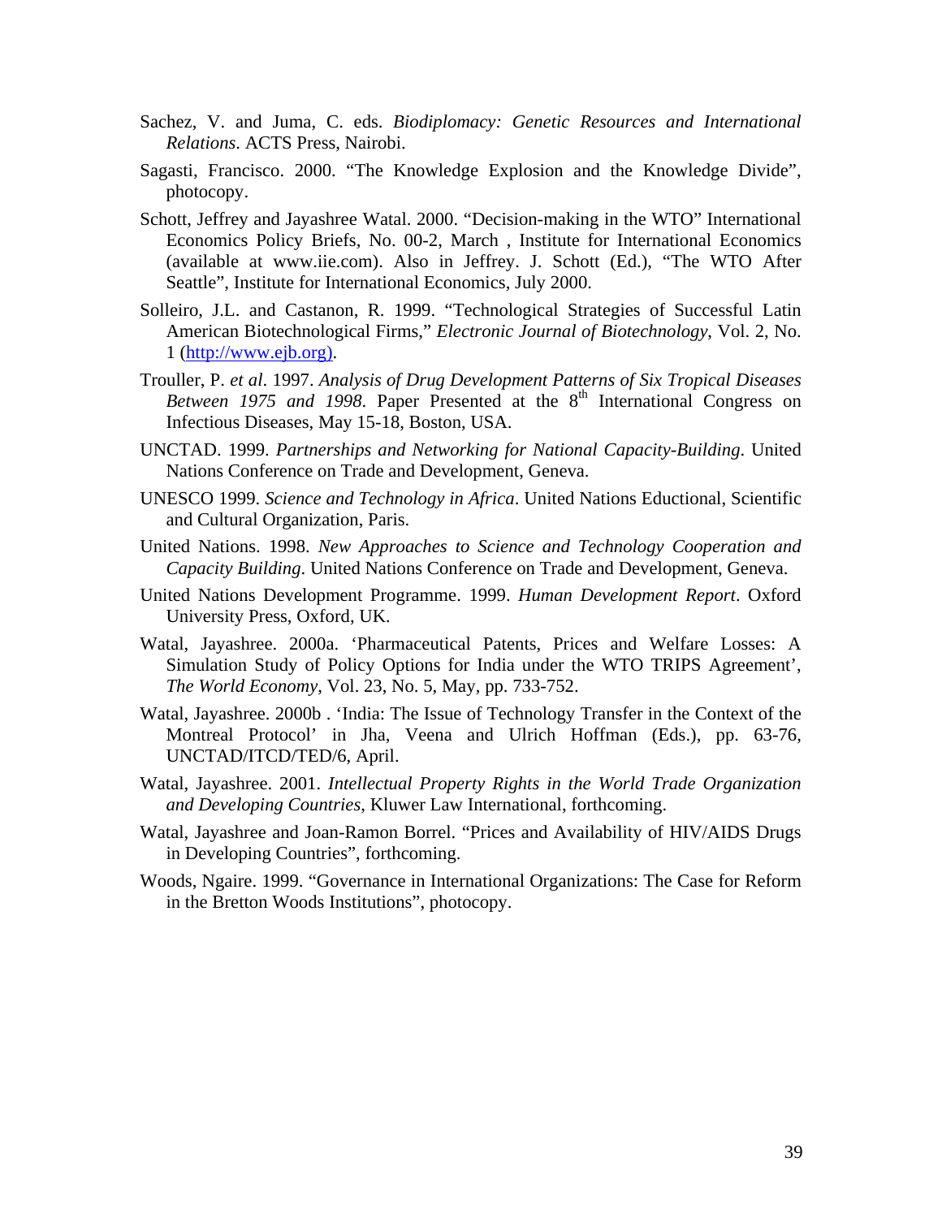Sachez, V. and Juma, C. eds. *Biodiplomacy: Genetic Resources and International Relations*. ACTS Press, Nairobi.

Sagasti, Francisco. 2000. "The Knowledge Explosion and the Knowledge Divide", photocopy.

Schott, Jeffrey and Jayashree Watal. 2000. "Decision-making in the WTO" International Economics Policy Briefs, No. 00-2, March , Institute for International Economics (available at www.iie.com). Also in Jeffrey. J. Schott (Ed.), "The WTO After Seattle", Institute for International Economics, July 2000.

Solleiro, J.L. and Castanon, R. 1999. "Technological Strategies of Successful Latin American Biotechnological Firms," *Electronic Journal of Biotechnology*, Vol. 2, No. 1 (http://www.ejb.org).

Trouller, P. *et al*. 1997. *Analysis of Drug Development Patterns of Six Tropical Diseases Between 1975 and 1998*. Paper Presented at the 8th International Congress on Infectious Diseases, May 15-18, Boston, USA.

UNCTAD. 1999. *Partnerships and Networking for National Capacity-Building*. United Nations Conference on Trade and Development, Geneva.

UNESCO 1999. *Science and Technology in Africa*. United Nations Eductional, Scientific and Cultural Organization, Paris.

United Nations. 1998. *New Approaches to Science and Technology Cooperation and Capacity Building*. United Nations Conference on Trade and Development, Geneva.

United Nations Development Programme. 1999. *Human Development Report*. Oxford University Press, Oxford, UK.

Watal, Jayashree. 2000a. 'Pharmaceutical Patents, Prices and Welfare Losses: A Simulation Study of Policy Options for India under the WTO TRIPS Agreement', *The World Economy*, Vol. 23, No. 5, May, pp. 733-752.

Watal, Jayashree. 2000b . 'India: The Issue of Technology Transfer in the Context of the Montreal Protocol' in Jha, Veena and Ulrich Hoffman (Eds.), pp. 63-76, UNCTAD/ITCD/TED/6, April.

Watal, Jayashree. 2001. *Intellectual Property Rights in the World Trade Organization and Developing Countries*, Kluwer Law International, forthcoming.

Watal, Jayashree and Joan-Ramon Borrel. "Prices and Availability of HIV/AIDS Drugs in Developing Countries", forthcoming.

Woods, Ngaire. 1999. "Governance in International Organizations: The Case for Reform in the Bretton Woods Institutions", photocopy.